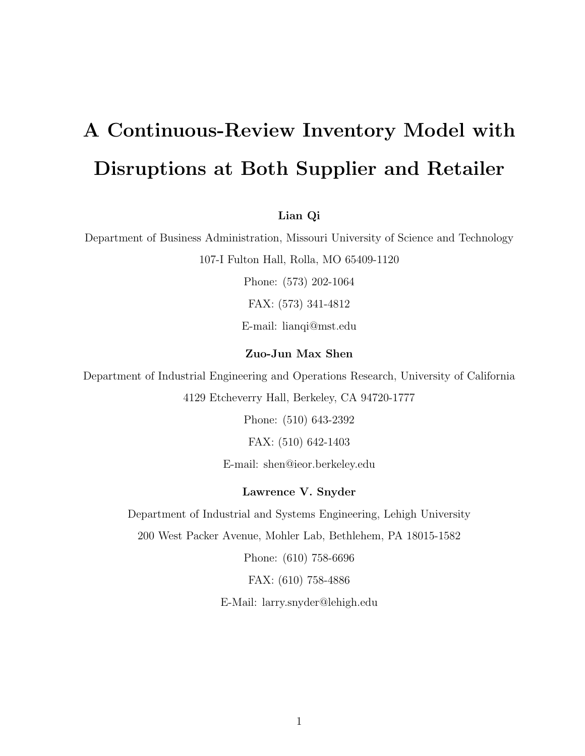# A Continuous-Review Inventory Model with Disruptions at Both Supplier and Retailer

**Lian Qi**

Department of Business Administration, Missouri University of Science and Technology

107-I Fulton Hall, Rolla, MO 65409-1120

Phone: (573) 202-1064

FAX: (573) 341-4812

E-mail: lianqi@mst.edu

**Zuo-Jun Max Shen**

Department of Industrial Engineering and Operations Research, University of California

4129 Etcheverry Hall, Berkeley, CA 94720-1777

Phone: (510) 643-2392

FAX: (510) 642-1403

E-mail: shen@ieor.berkeley.edu

**Lawrence V. Snyder**

Department of Industrial and Systems Engineering, Lehigh University

200 West Packer Avenue, Mohler Lab, Bethlehem, PA 18015-1582

Phone: (610) 758-6696

FAX: (610) 758-4886

E-Mail: larry.snyder@lehigh.edu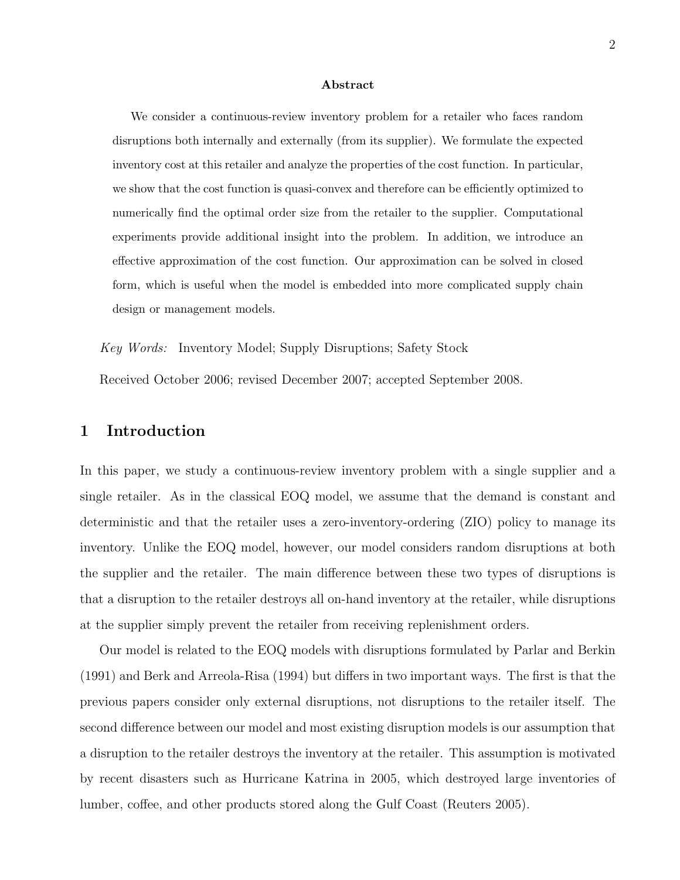**Abstract**

We consider a continuous-review inventory problem for a retailer who faces random disruptions both internally and externally (from its supplier). We formulate the expected inventory cost at this retailer and analyze the properties of the cost function. In particular, we show that the cost function is quasi-convex and therefore can be efficiently optimized to numerically find the optimal order size from the retailer to the supplier. Computational experiments provide additional insight into the problem. In addition, we introduce an effective approximation of the cost function. Our approximation can be solved in closed form, which is useful when the model is embedded into more complicated supply chain design or management models.

*Key Words:* Inventory Model; Supply Disruptions; Safety Stock

Received October 2006; revised December 2007; accepted September 2008.

## 1 Introduction

In this paper, we study a continuous-review inventory problem with a single supplier and a single retailer. As in the classical EOQ model, we assume that the demand is constant and deterministic and that the retailer uses a zero-inventory-ordering (ZIO) policy to manage its inventory. Unlike the EOQ model, however, our model considers random disruptions at both the supplier and the retailer. The main difference between these two types of disruptions is that a disruption to the retailer destroys all on-hand inventory at the retailer, while disruptions at the supplier simply prevent the retailer from receiving replenishment orders.

Our model is related to the EOQ models with disruptions formulated by Parlar and Berkin (1991) and Berk and Arreola-Risa (1994) but differs in two important ways. The first is that the previous papers consider only external disruptions, not disruptions to the retailer itself. The second difference between our model and most existing disruption models is our assumption that a disruption to the retailer destroys the inventory at the retailer. This assumption is motivated by recent disasters such as Hurricane Katrina in 2005, which destroyed large inventories of lumber, coffee, and other products stored along the Gulf Coast (Reuters 2005).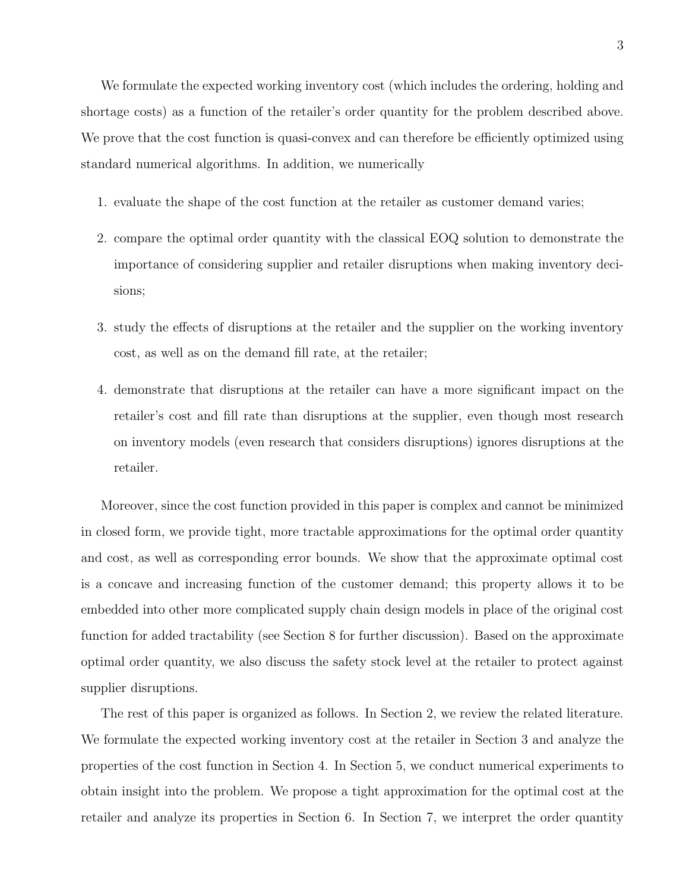We formulate the expected working inventory cost (which includes the ordering, holding and shortage costs) as a function of the retailer's order quantity for the problem described above. We prove that the cost function is quasi-convex and can therefore be efficiently optimized using standard numerical algorithms. In addition, we numerically

1. evaluate the shape of the cost function at the retailer as customer demand varies;
2. compare the optimal order quantity with the classical EOQ solution to demonstrate the importance of considering supplier and retailer disruptions when making inventory decisions;
3. study the effects of disruptions at the retailer and the supplier on the working inventory cost, as well as on the demand fill rate, at the retailer;
4. demonstrate that disruptions at the retailer can have a more significant impact on the retailer's cost and fill rate than disruptions at the supplier, even though most research on inventory models (even research that considers disruptions) ignores disruptions at the retailer.

Moreover, since the cost function provided in this paper is complex and cannot be minimized in closed form, we provide tight, more tractable approximations for the optimal order quantity and cost, as well as corresponding error bounds. We show that the approximate optimal cost is a concave and increasing function of the customer demand; this property allows it to be embedded into other more complicated supply chain design models in place of the original cost function for added tractability (see Section 8 for further discussion). Based on the approximate optimal order quantity, we also discuss the safety stock level at the retailer to protect against supplier disruptions.

The rest of this paper is organized as follows. In Section 2, we review the related literature. We formulate the expected working inventory cost at the retailer in Section 3 and analyze the properties of the cost function in Section 4. In Section 5, we conduct numerical experiments to obtain insight into the problem. We propose a tight approximation for the optimal cost at the retailer and analyze its properties in Section 6. In Section 7, we interpret the order quantity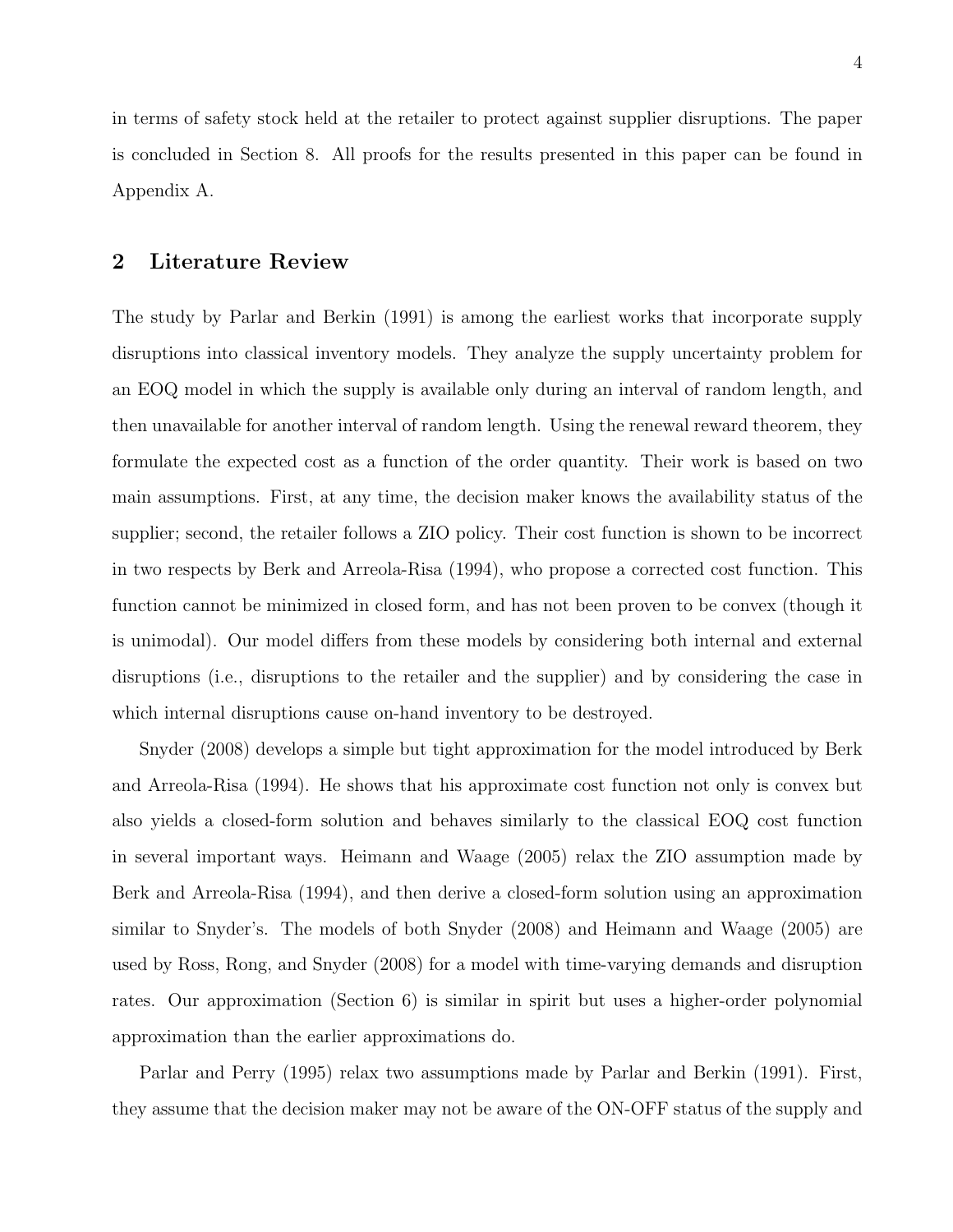in terms of safety stock held at the retailer to protect against supplier disruptions. The paper is concluded in Section 8. All proofs for the results presented in this paper can be found in Appendix A.

## 2 Literature Review

The study by Parlar and Berkin (1991) is among the earliest works that incorporate supply disruptions into classical inventory models. They analyze the supply uncertainty problem for an EOQ model in which the supply is available only during an interval of random length, and then unavailable for another interval of random length. Using the renewal reward theorem, they formulate the expected cost as a function of the order quantity. Their work is based on two main assumptions. First, at any time, the decision maker knows the availability status of the supplier; second, the retailer follows a ZIO policy. Their cost function is shown to be incorrect in two respects by Berk and Arreola-Risa (1994), who propose a corrected cost function. This function cannot be minimized in closed form, and has not been proven to be convex (though it is unimodal). Our model differs from these models by considering both internal and external disruptions (i.e., disruptions to the retailer and the supplier) and by considering the case in which internal disruptions cause on-hand inventory to be destroyed.

Snyder (2008) develops a simple but tight approximation for the model introduced by Berk and Arreola-Risa (1994). He shows that his approximate cost function not only is convex but also yields a closed-form solution and behaves similarly to the classical EOQ cost function in several important ways. Heimann and Waage (2005) relax the ZIO assumption made by Berk and Arreola-Risa (1994), and then derive a closed-form solution using an approximation similar to Snyder's. The models of both Snyder (2008) and Heimann and Waage (2005) are used by Ross, Rong, and Snyder (2008) for a model with time-varying demands and disruption rates. Our approximation (Section 6) is similar in spirit but uses a higher-order polynomial approximation than the earlier approximations do.

Parlar and Perry (1995) relax two assumptions made by Parlar and Berkin (1991). First, they assume that the decision maker may not be aware of the ON-OFF status of the supply and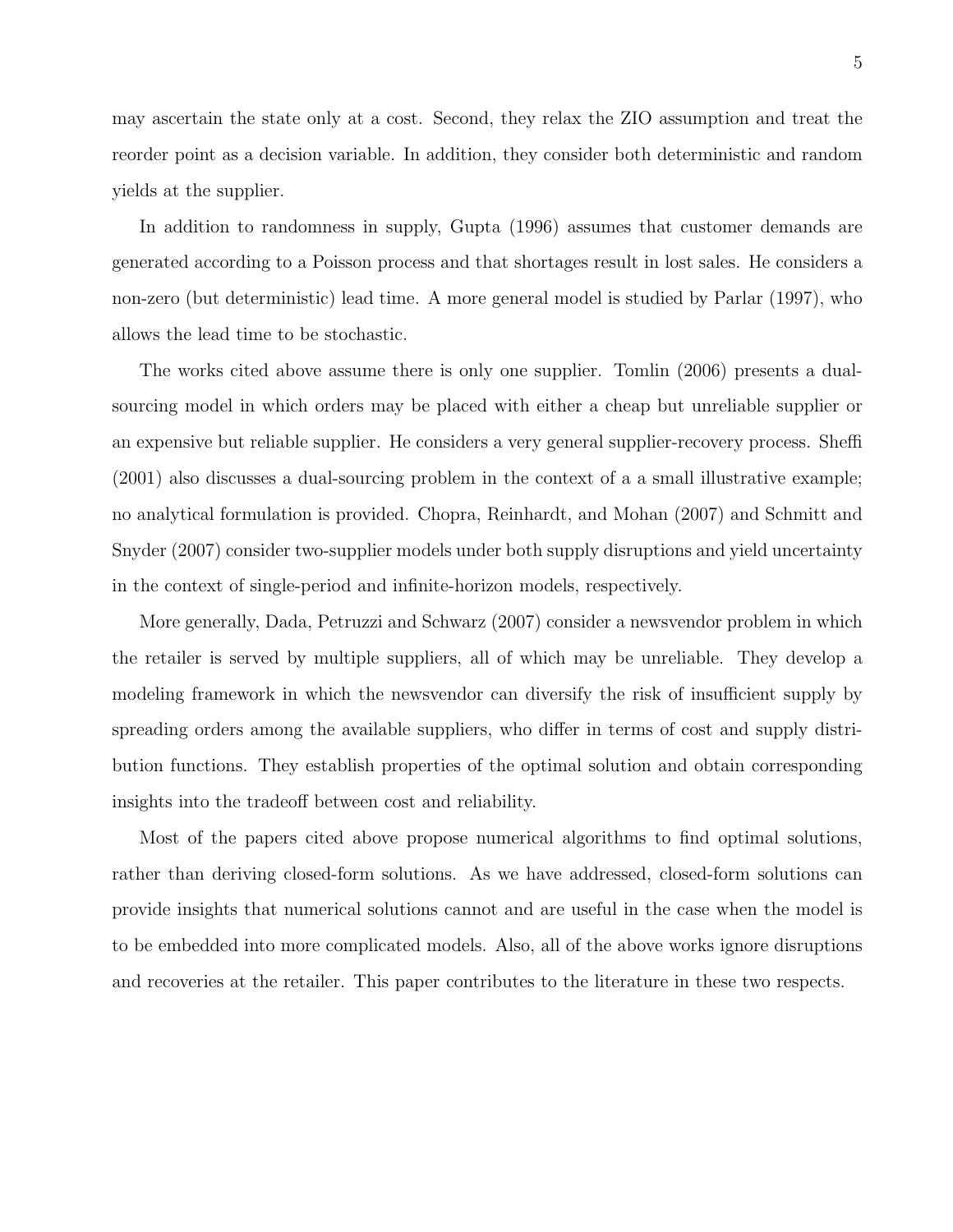may ascertain the state only at a cost. Second, they relax the ZIO assumption and treat the reorder point as a decision variable. In addition, they consider both deterministic and random yields at the supplier.

In addition to randomness in supply, Gupta (1996) assumes that customer demands are generated according to a Poisson process and that shortages result in lost sales. He considers a non-zero (but deterministic) lead time. A more general model is studied by Parlar (1997), who allows the lead time to be stochastic.

The works cited above assume there is only one supplier. Tomlin (2006) presents a dual-sourcing model in which orders may be placed with either a cheap but unreliable supplier or an expensive but reliable supplier. He considers a very general supplier-recovery process. Sheffi (2001) also discusses a dual-sourcing problem in the context of a a small illustrative example; no analytical formulation is provided. Chopra, Reinhardt, and Mohan (2007) and Schmitt and Snyder (2007) consider two-supplier models under both supply disruptions and yield uncertainty in the context of single-period and infinite-horizon models, respectively.

More generally, Dada, Petruzzi and Schwarz (2007) consider a newsvendor problem in which the retailer is served by multiple suppliers, all of which may be unreliable. They develop a modeling framework in which the newsvendor can diversify the risk of insufficient supply by spreading orders among the available suppliers, who differ in terms of cost and supply distribution functions. They establish properties of the optimal solution and obtain corresponding insights into the tradeoff between cost and reliability.

Most of the papers cited above propose numerical algorithms to find optimal solutions, rather than deriving closed-form solutions. As we have addressed, closed-form solutions can provide insights that numerical solutions cannot and are useful in the case when the model is to be embedded into more complicated models. Also, all of the above works ignore disruptions and recoveries at the retailer. This paper contributes to the literature in these two respects.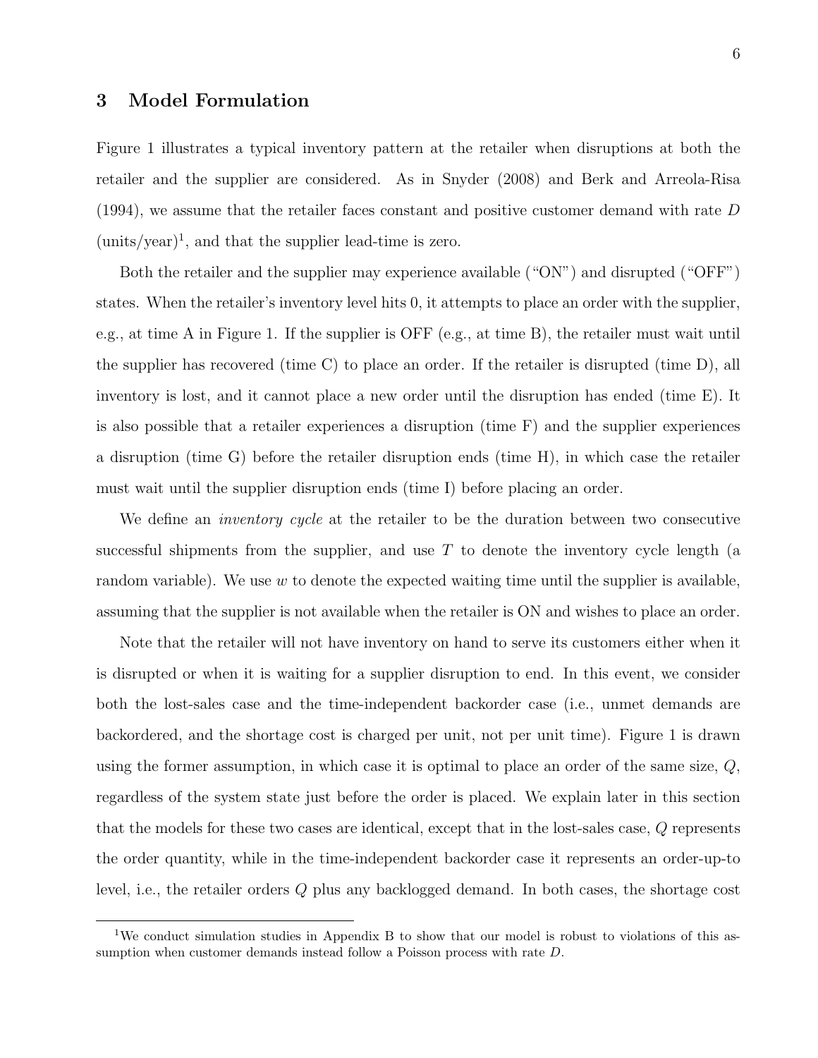## 3 Model Formulation

Figure 1 illustrates a typical inventory pattern at the retailer when disruptions at both the retailer and the supplier are considered. As in Snyder (2008) and Berk and Arreola-Risa (1994), we assume that the retailer faces constant and positive customer demand with rate $D$ (units/year)[1], and that the supplier lead-time is zero.

Both the retailer and the supplier may experience available ("ON") and disrupted ("OFF") states. When the retailer's inventory level hits 0, it attempts to place an order with the supplier, e.g., at time A in Figure 1. If the supplier is OFF (e.g., at time B), the retailer must wait until the supplier has recovered (time C) to place an order. If the retailer is disrupted (time D), all inventory is lost, and it cannot place a new order until the disruption has ended (time E). It is also possible that a retailer experiences a disruption (time F) and the supplier experiences a disruption (time G) before the retailer disruption ends (time H), in which case the retailer must wait until the supplier disruption ends (time I) before placing an order.

We define an *inventory cycle* at the retailer to be the duration between two consecutive successful shipments from the supplier, and use $T$ to denote the inventory cycle length (a random variable). We use $w$ to denote the expected waiting time until the supplier is available, assuming that the supplier is not available when the retailer is ON and wishes to place an order.

Note that the retailer will not have inventory on hand to serve its customers either when it is disrupted or when it is waiting for a supplier disruption to end. In this event, we consider both the lost-sales case and the time-independent backorder case (i.e., unmet demands are backordered, and the shortage cost is charged per unit, not per unit time). Figure 1 is drawn using the former assumption, in which case it is optimal to place an order of the same size, $Q$, regardless of the system state just before the order is placed. We explain later in this section that the models for these two cases are identical, except that in the lost-sales case, $Q$ represents the order quantity, while in the time-independent backorder case it represents an order-up-to level, i.e., the retailer orders $Q$ plus any backlogged demand. In both cases, the shortage cost

[1] We conduct simulation studies in Appendix B to show that our model is robust to violations of this assumption when customer demands instead follow a Poisson process with rate $D$.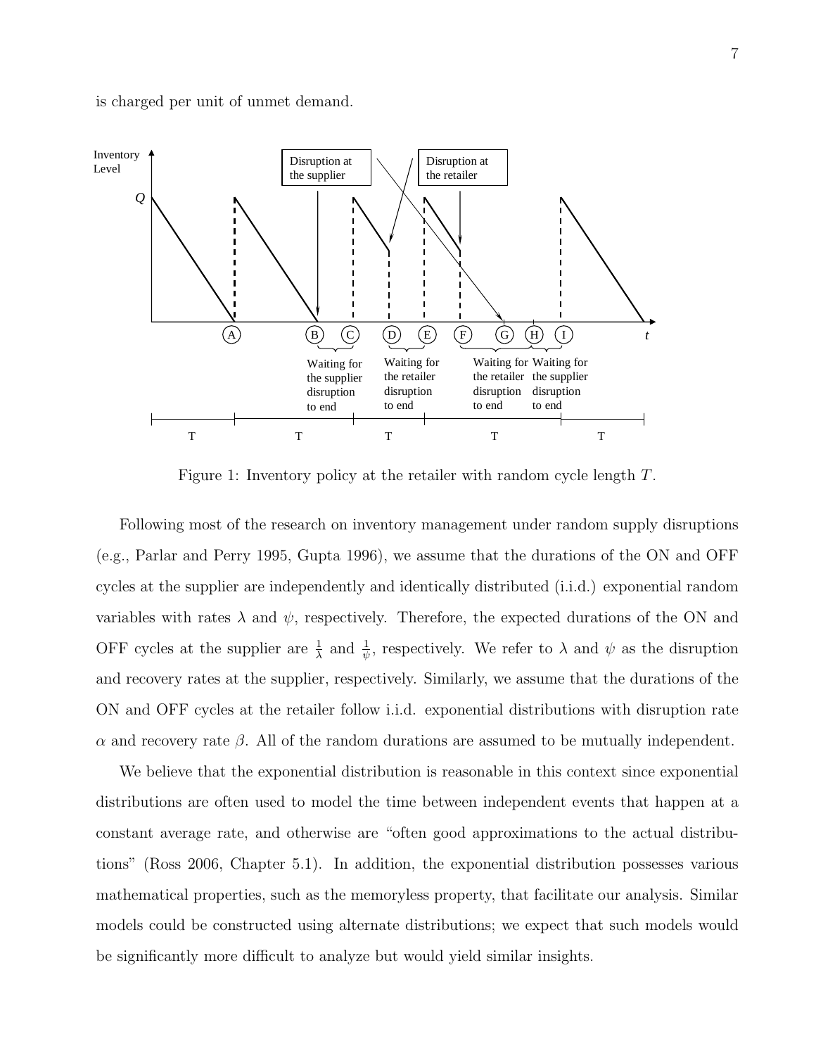is charged per unit of unmet demand.

Figure 1: Inventory policy at the retailer with random cycle length $T$.

Following most of the research on inventory management under random supply disruptions (e.g., Parlar and Perry 1995, Gupta 1996), we assume that the durations of the ON and OFF cycles at the supplier are independently and identically distributed (i.i.d.) exponential random variables with rates $\lambda$ and $\psi$, respectively. Therefore, the expected durations of the ON and OFF cycles at the supplier are $\frac{1}{\lambda}$ and $\frac{1}{\psi}$, respectively. We refer to $\lambda$ and $\psi$ as the disruption and recovery rates at the supplier, respectively. Similarly, we assume that the durations of the ON and OFF cycles at the retailer follow i.i.d. exponential distributions with disruption rate $\alpha$ and recovery rate $\beta$. All of the random durations are assumed to be mutually independent.

We believe that the exponential distribution is reasonable in this context since exponential distributions are often used to model the time between independent events that happen at a constant average rate, and otherwise are "often good approximations to the actual distributions" (Ross 2006, Chapter 5.1). In addition, the exponential distribution possesses various mathematical properties, such as the memoryless property, that facilitate our analysis. Similar models could be constructed using alternate distributions; we expect that such models would be significantly more difficult to analyze but would yield similar insights.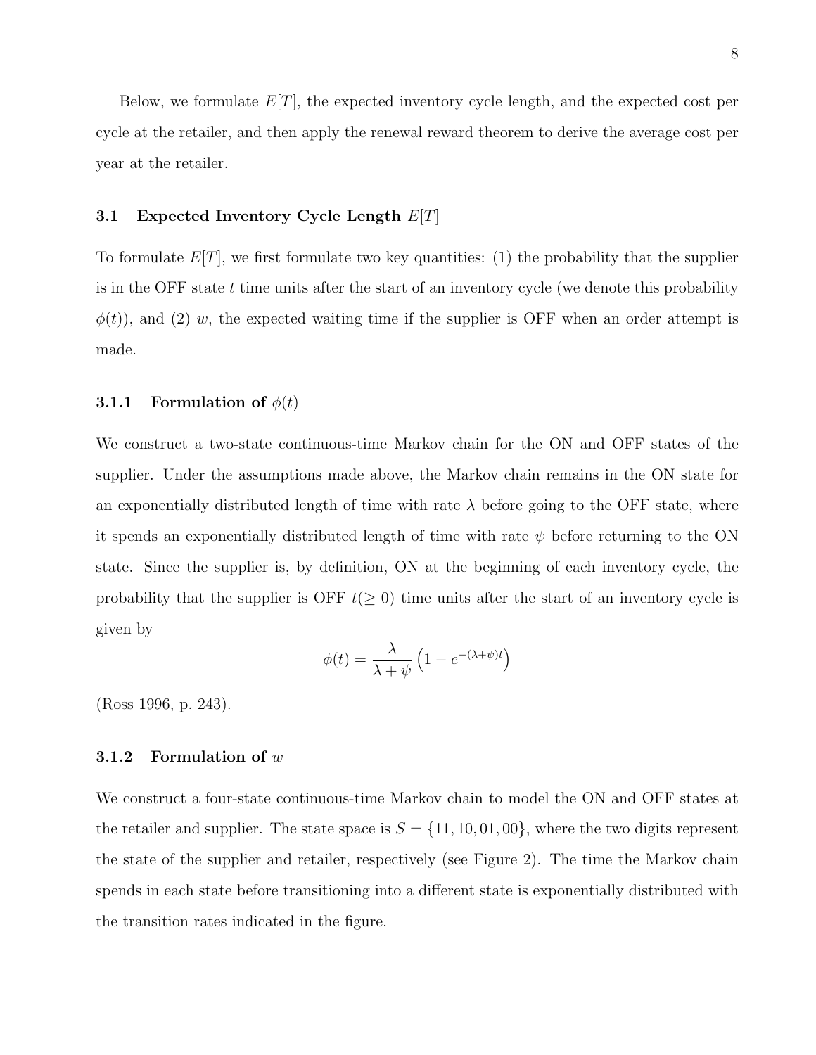Below, we formulate $E[T]$, the expected inventory cycle length, and the expected cost per cycle at the retailer, and then apply the renewal reward theorem to derive the average cost per year at the retailer.

## 3.1 Expected Inventory Cycle Length $E[T]$

To formulate $E[T]$, we first formulate two key quantities: (1) the probability that the supplier is in the OFF state $t$ time units after the start of an inventory cycle (we denote this probability $\phi(t)$), and (2) $w$, the expected waiting time if the supplier is OFF when an order attempt is made.

### 3.1.1 Formulation of $\phi(t)$

We construct a two-state continuous-time Markov chain for the ON and OFF states of the supplier. Under the assumptions made above, the Markov chain remains in the ON state for an exponentially distributed length of time with rate $\lambda$ before going to the OFF state, where it spends an exponentially distributed length of time with rate $\psi$ before returning to the ON state. Since the supplier is, by definition, ON at the beginning of each inventory cycle, the probability that the supplier is OFF $t (\geq 0)$ time units after the start of an inventory cycle is given by

$$\phi(t) = \frac{\lambda}{\lambda + \psi} \left(1 - e^{-(\lambda+\psi)t}\right)$$

(Ross 1996, p. 243).

### 3.1.2 Formulation of $w$

We construct a four-state continuous-time Markov chain to model the ON and OFF states at the retailer and supplier. The state space is $S = \{11, 10, 01, 00\}$, where the two digits represent the state of the supplier and retailer, respectively (see Figure 2). The time the Markov chain spends in each state before transitioning into a different state is exponentially distributed with the transition rates indicated in the figure.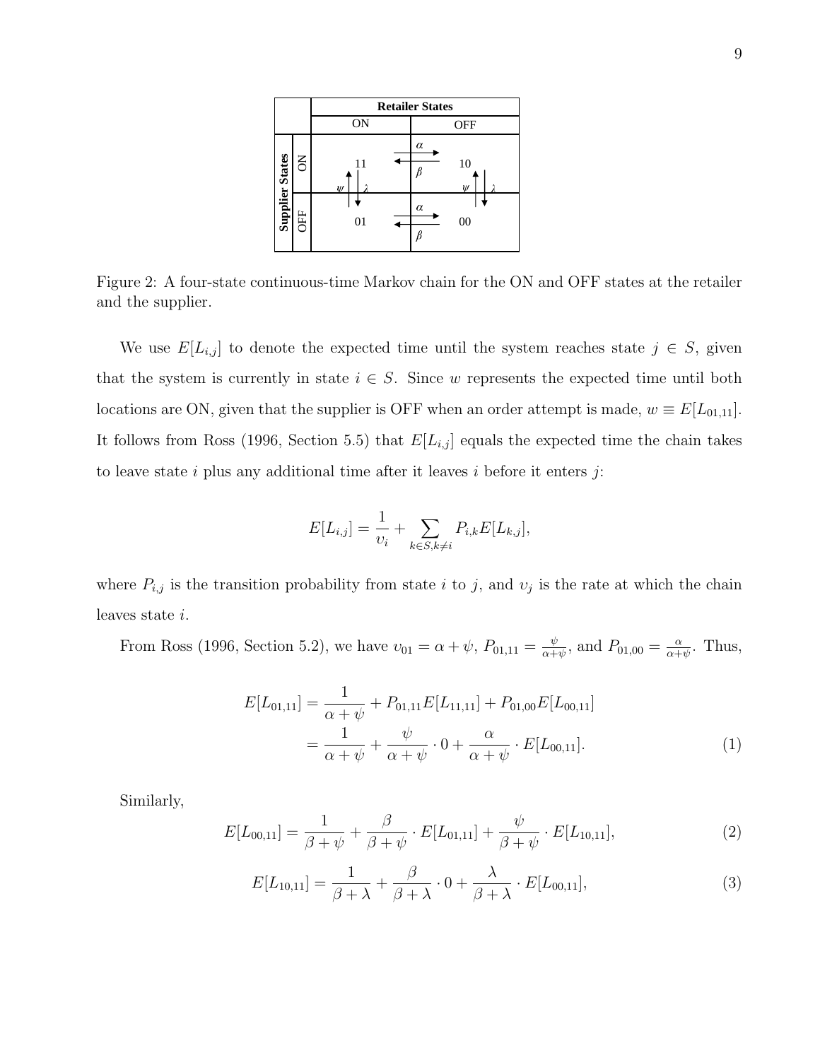Figure 2: A four-state continuous-time Markov chain for the ON and OFF states at the retailer and the supplier.

We use $E[L_{i,j}]$ to denote the expected time until the system reaches state $j \in S$, given that the system is currently in state $i \in S$. Since $w$ represents the expected time until both locations are ON, given that the supplier is OFF when an order attempt is made, $w \equiv E[L_{01,11}]$. It follows from Ross (1996, Section 5.5) that $E[L_{i,j}]$ equals the expected time the chain takes to leave state $i$ plus any additional time after it leaves $i$ before it enters $j$:

$$E[L_{i,j}] = \frac{1}{\upsilon_i} + \sum_{k \in S, k \neq i} P_{i,k} E[L_{k,j}],$$

where $P_{i,j}$ is the transition probability from state $i$ to $j$, and $\upsilon_j$ is the rate at which the chain leaves state $i$.

From Ross (1996, Section 5.2), we have $\upsilon_{01} = \alpha + \psi$, $P_{01,11} = \frac{\psi}{\alpha+\psi}$, and $P_{01,00} = \frac{\alpha}{\alpha+\psi}$. Thus,

$$\begin{aligned} E[L_{01,11}] &= \frac{1}{\alpha + \psi} + P_{01,11} E[L_{11,11}] + P_{01,00} E[L_{00,11}] \\ &= \frac{1}{\alpha + \psi} + \frac{\psi}{\alpha + \psi} \cdot 0 + \frac{\alpha}{\alpha + \psi} \cdot E[L_{00,11}]. \end{aligned} \tag{1}$$

Similarly,

$$E[L_{00,11}] = \frac{1}{\beta + \psi} + \frac{\beta}{\beta + \psi} \cdot E[L_{01,11}] + \frac{\psi}{\beta + \psi} \cdot E[L_{10,11}], \tag{2}$$

$$E[L_{10,11}] = \frac{1}{\beta + \lambda} + \frac{\beta}{\beta + \lambda} \cdot 0 + \frac{\lambda}{\beta + \lambda} \cdot E[L_{00,11}], \tag{3}$$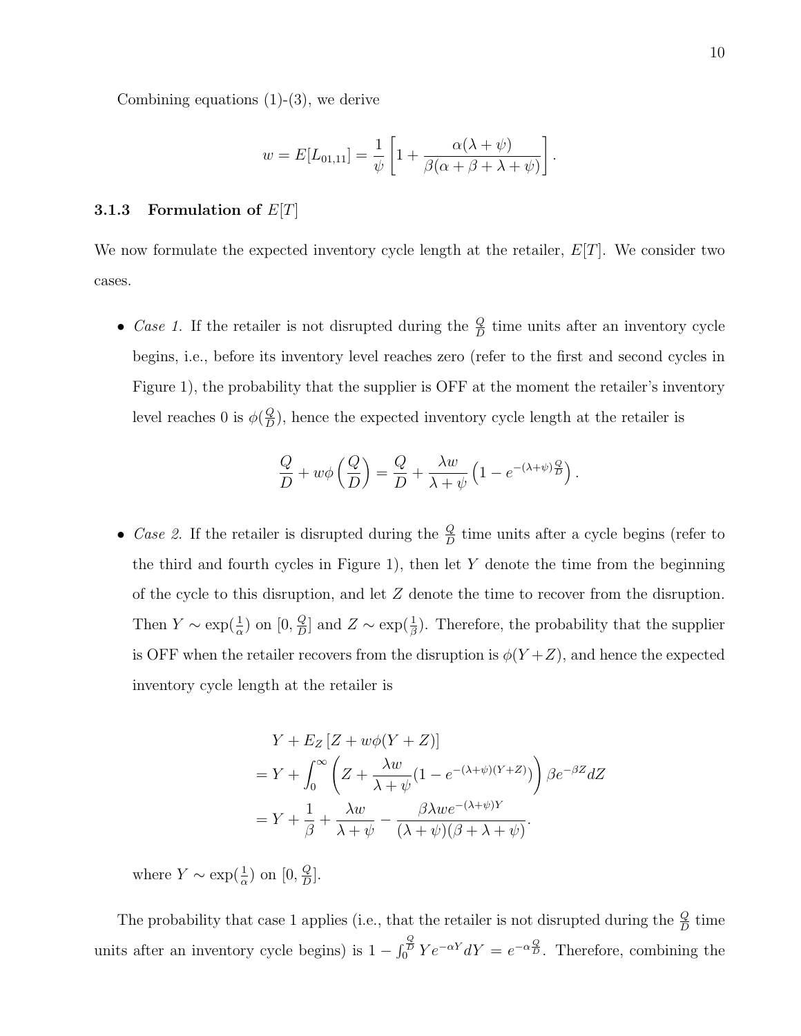Combining equations (1)-(3), we derive

$$w = E[L_{01,11}] = \frac{1}{\psi}\left[1 + \frac{\alpha(\lambda+\psi)}{\beta(\alpha+\beta+\lambda+\psi)}\right].$$

### 3.1.3 Formulation of $E[T]$

We now formulate the expected inventory cycle length at the retailer, $E[T]$. We consider two cases.

- *Case 1.* If the retailer is not disrupted during the $\frac{Q}{D}$ time units after an inventory cycle begins, i.e., before its inventory level reaches zero (refer to the first and second cycles in Figure 1), the probability that the supplier is OFF at the moment the retailer's inventory level reaches 0 is $\phi(\frac{Q}{D})$, hence the expected inventory cycle length at the retailer is

$$\frac{Q}{D} + w\phi\left(\frac{Q}{D}\right) = \frac{Q}{D} + \frac{\lambda w}{\lambda+\psi}\left(1 - e^{-(\lambda+\psi)\frac{Q}{D}}\right).$$

- *Case 2.* If the retailer is disrupted during the $\frac{Q}{D}$ time units after a cycle begins (refer to the third and fourth cycles in Figure 1), then let $Y$ denote the time from the beginning of the cycle to this disruption, and let $Z$ denote the time to recover from the disruption. Then $Y \sim \exp(\frac{1}{\alpha})$ on $[0, \frac{Q}{D}]$ and $Z \sim \exp(\frac{1}{\beta})$. Therefore, the probability that the supplier is OFF when the retailer recovers from the disruption is $\phi(Y+Z)$, and hence the expected inventory cycle length at the retailer is

$$\begin{aligned}
&Y + E_Z\left[Z + w\phi(Y+Z)\right] \\
&= Y + \int_0^\infty \left(Z + \frac{\lambda w}{\lambda+\psi}(1 - e^{-(\lambda+\psi)(Y+Z)})\right)\beta e^{-\beta Z} dZ \\
&= Y + \frac{1}{\beta} + \frac{\lambda w}{\lambda+\psi} - \frac{\beta\lambda w e^{-(\lambda+\psi)Y}}{(\lambda+\psi)(\beta+\lambda+\psi)}.
\end{aligned}$$

  where $Y \sim \exp(\frac{1}{\alpha})$ on $[0, \frac{Q}{D}]$.

The probability that case 1 applies (i.e., that the retailer is not disrupted during the $\frac{Q}{D}$ time units after an inventory cycle begins) is $1 - \int_0^{\frac{Q}{D}} Y e^{-\alpha Y} dY = e^{-\alpha\frac{Q}{D}}$. Therefore, combining the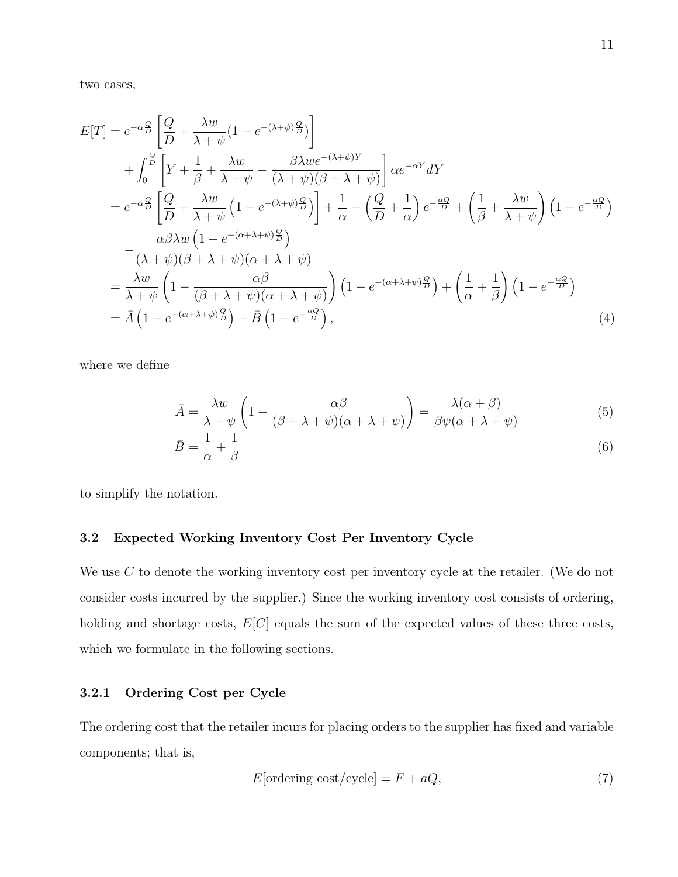two cases,

$$
\begin{aligned}
E[T] &= e^{-\alpha\frac{Q}{D}}\left[\frac{Q}{D} + \frac{\lambda w}{\lambda+\psi}(1-e^{-(\lambda+\psi)\frac{Q}{D}})\right] \\
&\quad + \int_0^{\frac{Q}{D}}\left[Y + \frac{1}{\beta} + \frac{\lambda w}{\lambda+\psi} - \frac{\beta\lambda w e^{-(\lambda+\psi)Y}}{(\lambda+\psi)(\beta+\lambda+\psi)}\right]\alpha e^{-\alpha Y}dY \\
&= e^{-\alpha\frac{Q}{D}}\left[\frac{Q}{D} + \frac{\lambda w}{\lambda+\psi}\left(1-e^{-(\lambda+\psi)\frac{Q}{D}}\right)\right] + \frac{1}{\alpha} - \left(\frac{Q}{D}+\frac{1}{\alpha}\right)e^{-\frac{\alpha Q}{D}} + \left(\frac{1}{\beta}+\frac{\lambda w}{\lambda+\psi}\right)\left(1-e^{-\frac{\alpha Q}{D}}\right) \\
&\quad - \frac{\alpha\beta\lambda w\left(1-e^{-(\alpha+\lambda+\psi)\frac{Q}{D}}\right)}{(\lambda+\psi)(\beta+\lambda+\psi)(\alpha+\lambda+\psi)} \\
&= \frac{\lambda w}{\lambda+\psi}\left(1-\frac{\alpha\beta}{(\beta+\lambda+\psi)(\alpha+\lambda+\psi)}\right)\left(1-e^{-(\alpha+\lambda+\psi)\frac{Q}{D}}\right) + \left(\frac{1}{\alpha}+\frac{1}{\beta}\right)\left(1-e^{-\frac{\alpha Q}{D}}\right) \\
&= \bar{A}\left(1-e^{-(\alpha+\lambda+\psi)\frac{Q}{D}}\right) + \bar{B}\left(1-e^{-\frac{\alpha Q}{D}}\right),
\end{aligned}
\tag{4}
$$

where we define

$$
\bar{A} = \frac{\lambda w}{\lambda+\psi}\left(1-\frac{\alpha\beta}{(\beta+\lambda+\psi)(\alpha+\lambda+\psi)}\right) = \frac{\lambda(\alpha+\beta)}{\beta\psi(\alpha+\lambda+\psi)} \tag{5}
$$

$$
\bar{B} = \frac{1}{\alpha} + \frac{1}{\beta} \tag{6}
$$

to simplify the notation.

### 3.2 Expected Working Inventory Cost Per Inventory Cycle

We use $C$ to denote the working inventory cost per inventory cycle at the retailer. (We do not consider costs incurred by the supplier.) Since the working inventory cost consists of ordering, holding and shortage costs, $E[C]$ equals the sum of the expected values of these three costs, which we formulate in the following sections.

#### 3.2.1 Ordering Cost per Cycle

The ordering cost that the retailer incurs for placing orders to the supplier has fixed and variable components; that is,

$$
E[\text{ordering cost/cycle}] = F + aQ, \tag{7}
$$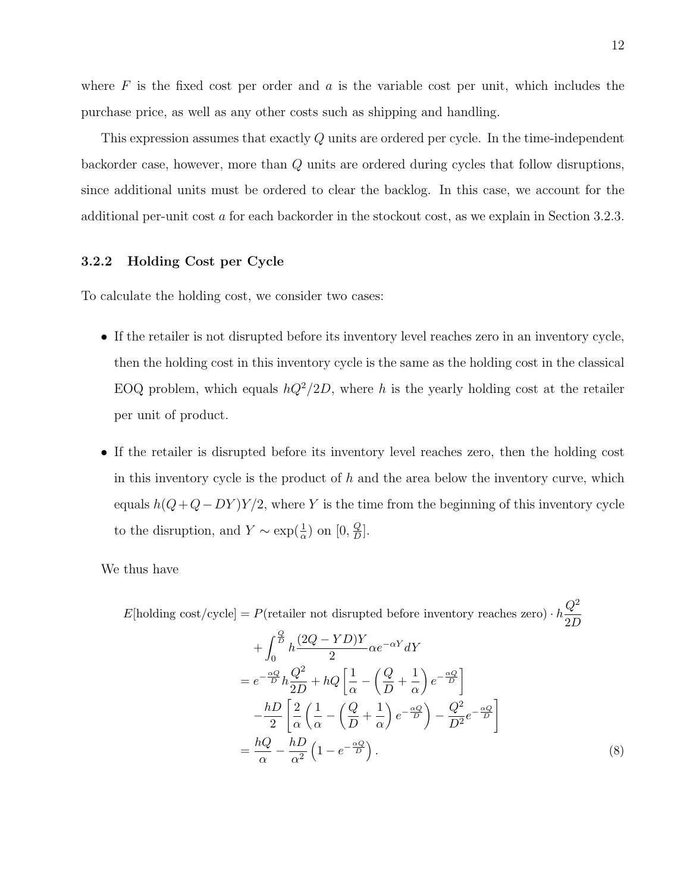where $F$ is the fixed cost per order and $a$ is the variable cost per unit, which includes the purchase price, as well as any other costs such as shipping and handling.

This expression assumes that exactly $Q$ units are ordered per cycle. In the time-independent backorder case, however, more than $Q$ units are ordered during cycles that follow disruptions, since additional units must be ordered to clear the backlog. In this case, we account for the additional per-unit cost $a$ for each backorder in the stockout cost, as we explain in Section 3.2.3.

### 3.2.2 Holding Cost per Cycle

To calculate the holding cost, we consider two cases:

- If the retailer is not disrupted before its inventory level reaches zero in an inventory cycle, then the holding cost in this inventory cycle is the same as the holding cost in the classical EOQ problem, which equals $hQ^2/2D$, where $h$ is the yearly holding cost at the retailer per unit of product.
- If the retailer is disrupted before its inventory level reaches zero, then the holding cost in this inventory cycle is the product of $h$ and the area below the inventory curve, which equals $h(Q+Q-DY)Y/2$, where $Y$ is the time from the beginning of this inventory cycle to the disruption, and $Y \sim \exp(\frac{1}{\alpha})$ on $[0, \frac{Q}{D}]$.

We thus have

$$
\begin{aligned}
E[\text{holding cost/cycle}] &= P(\text{retailer not disrupted before inventory reaches zero}) \cdot h\frac{Q^2}{2D} \\
&\quad + \int_0^{\frac{Q}{D}} h\frac{(2Q-YD)Y}{2}\alpha e^{-\alpha Y} dY \\
&= e^{-\frac{\alpha Q}{D}} h\frac{Q^2}{2D} + hQ\left[\frac{1}{\alpha} - \left(\frac{Q}{D} + \frac{1}{\alpha}\right)e^{-\frac{\alpha Q}{D}}\right] \\
&\quad - \frac{hD}{2}\left[\frac{2}{\alpha}\left(\frac{1}{\alpha} - \left(\frac{Q}{D} + \frac{1}{\alpha}\right)e^{-\frac{\alpha Q}{D}}\right) - \frac{Q^2}{D^2}e^{-\frac{\alpha Q}{D}}\right] \\
&= \frac{hQ}{\alpha} - \frac{hD}{\alpha^2}\left(1 - e^{-\frac{\alpha Q}{D}}\right). \qquad (8)
\end{aligned}
$$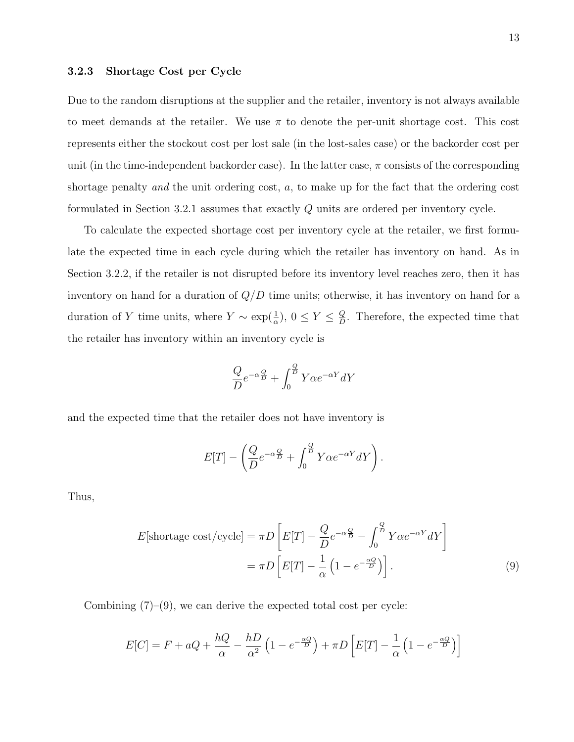### 3.2.3 Shortage Cost per Cycle

Due to the random disruptions at the supplier and the retailer, inventory is not always available to meet demands at the retailer. We use $\pi$ to denote the per-unit shortage cost. This cost represents either the stockout cost per lost sale (in the lost-sales case) or the backorder cost per unit (in the time-independent backorder case). In the latter case, $\pi$ consists of the corresponding shortage penalty *and* the unit ordering cost, $a$, to make up for the fact that the ordering cost formulated in Section 3.2.1 assumes that exactly $Q$ units are ordered per inventory cycle.

To calculate the expected shortage cost per inventory cycle at the retailer, we first formulate the expected time in each cycle during which the retailer has inventory on hand. As in Section 3.2.2, if the retailer is not disrupted before its inventory level reaches zero, then it has inventory on hand for a duration of $Q/D$ time units; otherwise, it has inventory on hand for a duration of $Y$ time units, where $Y \sim \exp(\frac{1}{\alpha})$, $0 \leq Y \leq \frac{Q}{D}$. Therefore, the expected time that the retailer has inventory within an inventory cycle is

$$\frac{Q}{D}e^{-\alpha\frac{Q}{D}} + \int_0^{\frac{Q}{D}} Y\alpha e^{-\alpha Y} dY$$

and the expected time that the retailer does not have inventory is

$$E[T] - \left(\frac{Q}{D}e^{-\alpha\frac{Q}{D}} + \int_0^{\frac{Q}{D}} Y\alpha e^{-\alpha Y} dY\right).$$

Thus,

$$\begin{aligned} E[\text{shortage cost/cycle}] &= \pi D\left[E[T] - \frac{Q}{D}e^{-\alpha\frac{Q}{D}} - \int_0^{\frac{Q}{D}} Y\alpha e^{-\alpha Y} dY\right] \\ &= \pi D\left[E[T] - \frac{1}{\alpha}\left(1 - e^{-\frac{\alpha Q}{D}}\right)\right]. \end{aligned} \tag{9}$$

Combining (7)–(9), we can derive the expected total cost per cycle:

$$E[C] = F + aQ + \frac{hQ}{\alpha} - \frac{hD}{\alpha^2}\left(1 - e^{-\frac{\alpha Q}{D}}\right) + \pi D\left[E[T] - \frac{1}{\alpha}\left(1 - e^{-\frac{\alpha Q}{D}}\right)\right]$$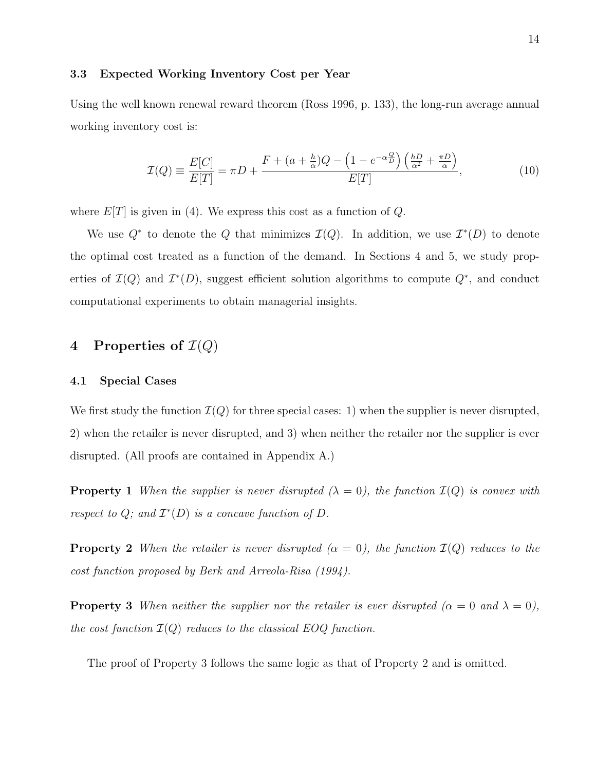### 3.3 Expected Working Inventory Cost per Year

Using the well known renewal reward theorem (Ross 1996, p. 133), the long-run average annual working inventory cost is:

$$\mathcal{I}(Q) \equiv \frac{E[C]}{E[T]} = \pi D + \frac{F + (a + \frac{h}{\alpha})Q - \left(1 - e^{-\alpha\frac{Q}{D}}\right)\left(\frac{hD}{\alpha^2} + \frac{\pi D}{\alpha}\right)}{E[T]}, \tag{10}$$

where $E[T]$ is given in (4). We express this cost as a function of $Q$.

We use $Q^*$ to denote the $Q$ that minimizes $\mathcal{I}(Q)$. In addition, we use $\mathcal{I}^*(D)$ to denote the optimal cost treated as a function of the demand. In Sections 4 and 5, we study properties of $\mathcal{I}(Q)$ and $\mathcal{I}^*(D)$, suggest efficient solution algorithms to compute $Q^*$, and conduct computational experiments to obtain managerial insights.

## 4 Properties of $\mathcal{I}(Q)$

### 4.1 Special Cases

We first study the function $\mathcal{I}(Q)$ for three special cases: 1) when the supplier is never disrupted, 2) when the retailer is never disrupted, and 3) when neither the retailer nor the supplier is ever disrupted. (All proofs are contained in Appendix A.)

**Property 1** *When the supplier is never disrupted ($\lambda = 0$), the function $\mathcal{I}(Q)$ is convex with respect to $Q$; and $\mathcal{I}^*(D)$ is a concave function of $D$.*

**Property 2** *When the retailer is never disrupted ($\alpha = 0$), the function $\mathcal{I}(Q)$ reduces to the cost function proposed by Berk and Arreola-Risa (1994).*

**Property 3** *When neither the supplier nor the retailer is ever disrupted ($\alpha = 0$ and $\lambda = 0$), the cost function $\mathcal{I}(Q)$ reduces to the classical EOQ function.*

The proof of Property 3 follows the same logic as that of Property 2 and is omitted.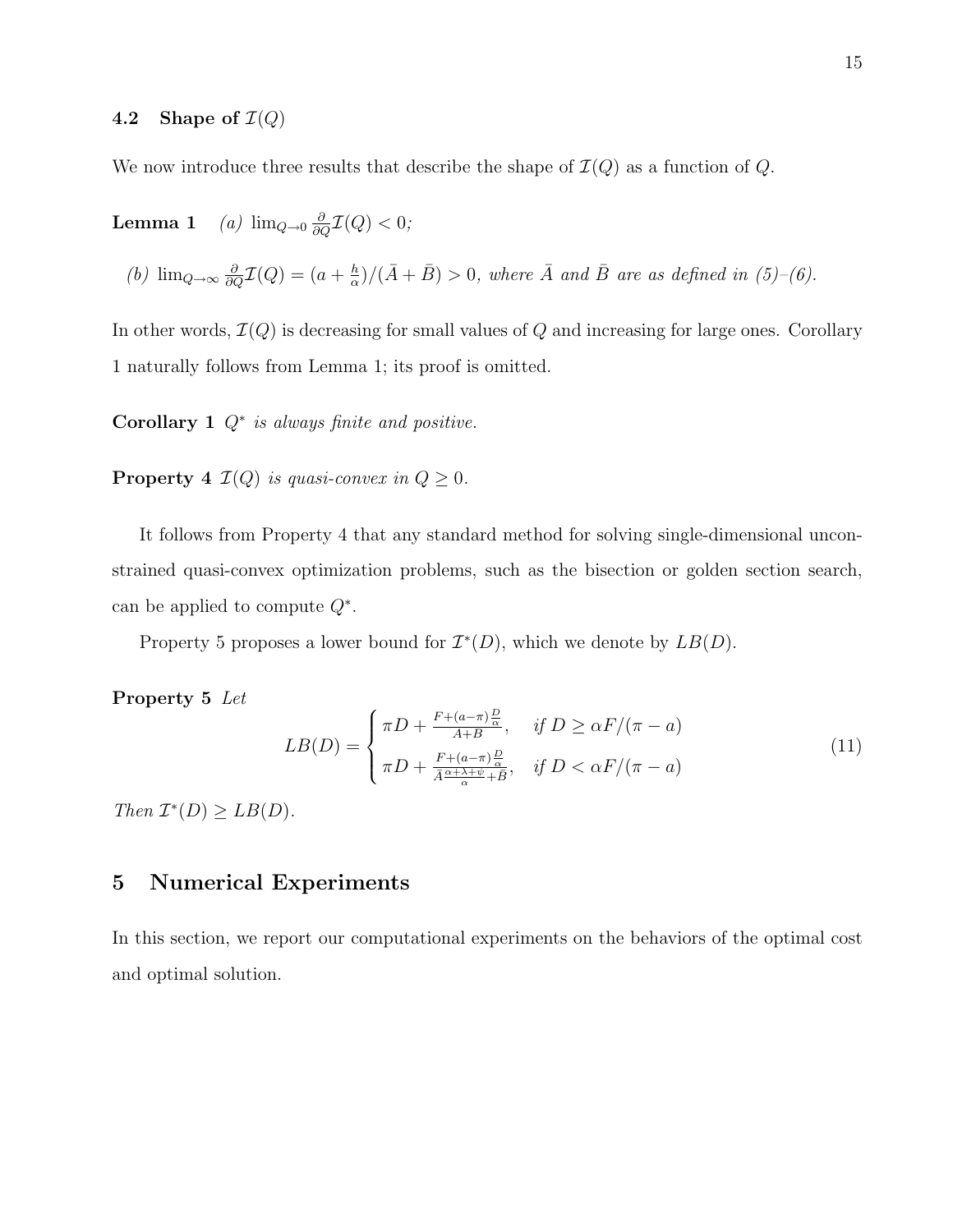### 4.2 Shape of $\mathcal{I}(Q)$

We now introduce three results that describe the shape of $\mathcal{I}(Q)$ as a function of $Q$.

**Lemma 1** *(a)* $\lim_{Q\to 0} \frac{\partial}{\partial Q}\mathcal{I}(Q) < 0$;

*(b)* $\lim_{Q\to\infty} \frac{\partial}{\partial Q}\mathcal{I}(Q) = (a + \frac{h}{\alpha})/(\bar{A} + \bar{B}) > 0$, *where* $\bar{A}$ *and* $\bar{B}$ *are as defined in (5)–(6).*

In other words, $\mathcal{I}(Q)$ is decreasing for small values of $Q$ and increasing for large ones. Corollary 1 naturally follows from Lemma 1; its proof is omitted.

**Corollary 1** $Q^*$ *is always finite and positive.*

**Property 4** $\mathcal{I}(Q)$ *is quasi-convex in* $Q \geq 0$.

It follows from Property 4 that any standard method for solving single-dimensional unconstrained quasi-convex optimization problems, such as the bisection or golden section search, can be applied to compute $Q^*$.

Property 5 proposes a lower bound for $\mathcal{I}^*(D)$, which we denote by $LB(D)$.

**Property 5** *Let*

$$LB(D) = \begin{cases} \pi D + \frac{F + (a-\pi)\frac{D}{\alpha}}{A+B}, & \text{if } D \geq \alpha F/(\pi - a) \\ \pi D + \frac{F + (a-\pi)\frac{D}{\alpha}}{\bar{A}\frac{\alpha+\lambda+\psi}{\alpha} + \bar{B}}, & \text{if } D < \alpha F/(\pi - a) \end{cases} \tag{11}$$

*Then* $\mathcal{I}^*(D) \geq LB(D)$.

## 5 Numerical Experiments

In this section, we report our computational experiments on the behaviors of the optimal cost and optimal solution.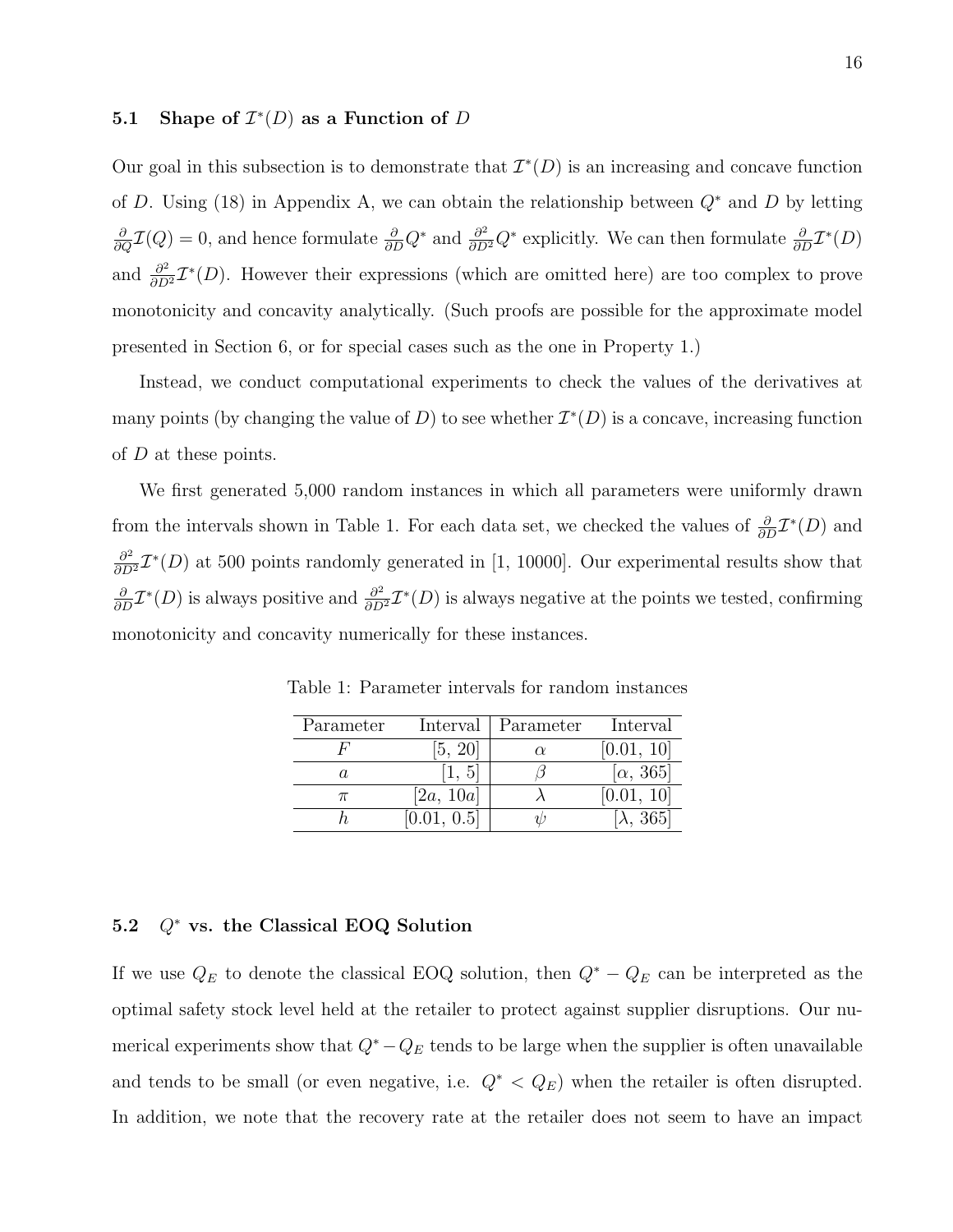### 5.1 Shape of $\mathcal{I}^*(D)$ as a Function of $D$

Our goal in this subsection is to demonstrate that $\mathcal{I}^*(D)$ is an increasing and concave function of $D$. Using (18) in Appendix A, we can obtain the relationship between $Q^*$ and $D$ by letting $\frac{\partial}{\partial Q}\mathcal{I}(Q) = 0$, and hence formulate $\frac{\partial}{\partial D}Q^*$ and $\frac{\partial^2}{\partial D^2}Q^*$ explicitly. We can then formulate $\frac{\partial}{\partial D}\mathcal{I}^*(D)$ and $\frac{\partial^2}{\partial D^2}\mathcal{I}^*(D)$. However their expressions (which are omitted here) are too complex to prove monotonicity and concavity analytically. (Such proofs are possible for the approximate model presented in Section 6, or for special cases such as the one in Property 1.)

Instead, we conduct computational experiments to check the values of the derivatives at many points (by changing the value of $D$) to see whether $\mathcal{I}^*(D)$ is a concave, increasing function of $D$ at these points.

We first generated 5,000 random instances in which all parameters were uniformly drawn from the intervals shown in Table 1. For each data set, we checked the values of $\frac{\partial}{\partial D}\mathcal{I}^*(D)$ and $\frac{\partial^2}{\partial D^2}\mathcal{I}^*(D)$ at 500 points randomly generated in [1, 10000]. Our experimental results show that $\frac{\partial}{\partial D}\mathcal{I}^*(D)$ is always positive and $\frac{\partial^2}{\partial D^2}\mathcal{I}^*(D)$ is always negative at the points we tested, confirming monotonicity and concavity numerically for these instances.

Table 1: Parameter intervals for random instances

| Parameter | Interval | Parameter | Interval |
|---|---|---|---|
| $F$ | [5, 20] | $\alpha$ | [0.01, 10] |
| $a$ | [1, 5] | $\beta$ | [$\alpha$, 365] |
| $\pi$ | [$2a$, $10a$] | $\lambda$ | [0.01, 10] |
| $h$ | [0.01, 0.5] | $\psi$ | [$\lambda$, 365] |

### 5.2 $Q^*$ vs. the Classical EOQ Solution

If we use $Q_E$ to denote the classical EOQ solution, then $Q^* - Q_E$ can be interpreted as the optimal safety stock level held at the retailer to protect against supplier disruptions. Our numerical experiments show that $Q^* - Q_E$ tends to be large when the supplier is often unavailable and tends to be small (or even negative, i.e. $Q^* < Q_E$) when the retailer is often disrupted. In addition, we note that the recovery rate at the retailer does not seem to have an impact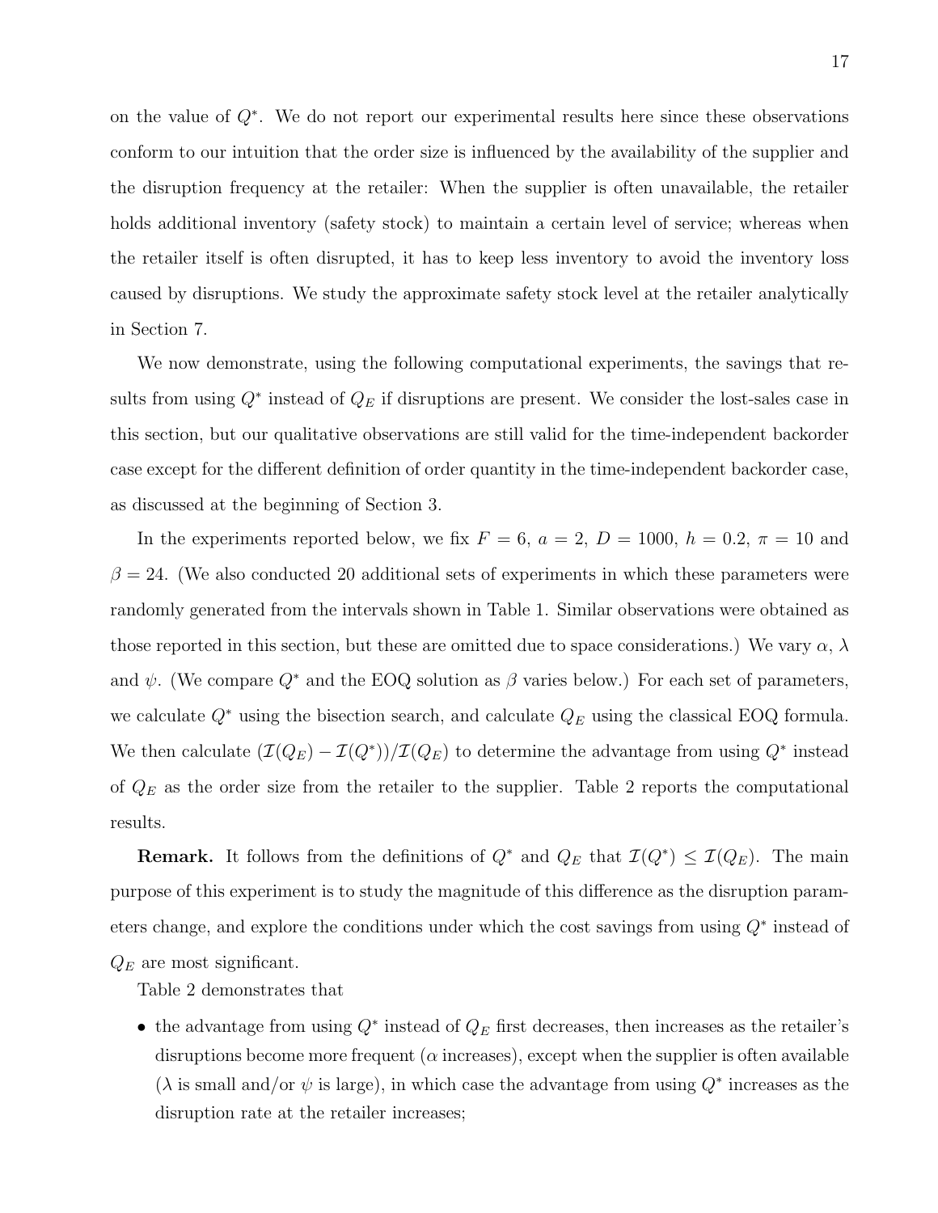on the value of $Q^*$. We do not report our experimental results here since these observations conform to our intuition that the order size is influenced by the availability of the supplier and the disruption frequency at the retailer: When the supplier is often unavailable, the retailer holds additional inventory (safety stock) to maintain a certain level of service; whereas when the retailer itself is often disrupted, it has to keep less inventory to avoid the inventory loss caused by disruptions. We study the approximate safety stock level at the retailer analytically in Section 7.

We now demonstrate, using the following computational experiments, the savings that results from using $Q^*$ instead of $Q_E$ if disruptions are present. We consider the lost-sales case in this section, but our qualitative observations are still valid for the time-independent backorder case except for the different definition of order quantity in the time-independent backorder case, as discussed at the beginning of Section 3.

In the experiments reported below, we fix $F = 6$, $a = 2$, $D = 1000$, $h = 0.2$, $\pi = 10$ and $\beta = 24$. (We also conducted 20 additional sets of experiments in which these parameters were randomly generated from the intervals shown in Table 1. Similar observations were obtained as those reported in this section, but these are omitted due to space considerations.) We vary $\alpha$, $\lambda$ and $\psi$. (We compare $Q^*$ and the EOQ solution as $\beta$ varies below.) For each set of parameters, we calculate $Q^*$ using the bisection search, and calculate $Q_E$ using the classical EOQ formula. We then calculate $(\mathcal{I}(Q_E) - \mathcal{I}(Q^*))/\mathcal{I}(Q_E)$ to determine the advantage from using $Q^*$ instead of $Q_E$ as the order size from the retailer to the supplier. Table 2 reports the computational results.

**Remark.** It follows from the definitions of $Q^*$ and $Q_E$ that $\mathcal{I}(Q^*) \leq \mathcal{I}(Q_E)$. The main purpose of this experiment is to study the magnitude of this difference as the disruption parameters change, and explore the conditions under which the cost savings from using $Q^*$ instead of $Q_E$ are most significant.

Table 2 demonstrates that

- the advantage from using $Q^*$ instead of $Q_E$ first decreases, then increases as the retailer's disruptions become more frequent ($\alpha$ increases), except when the supplier is often available ($\lambda$ is small and/or $\psi$ is large), in which case the advantage from using $Q^*$ increases as the disruption rate at the retailer increases;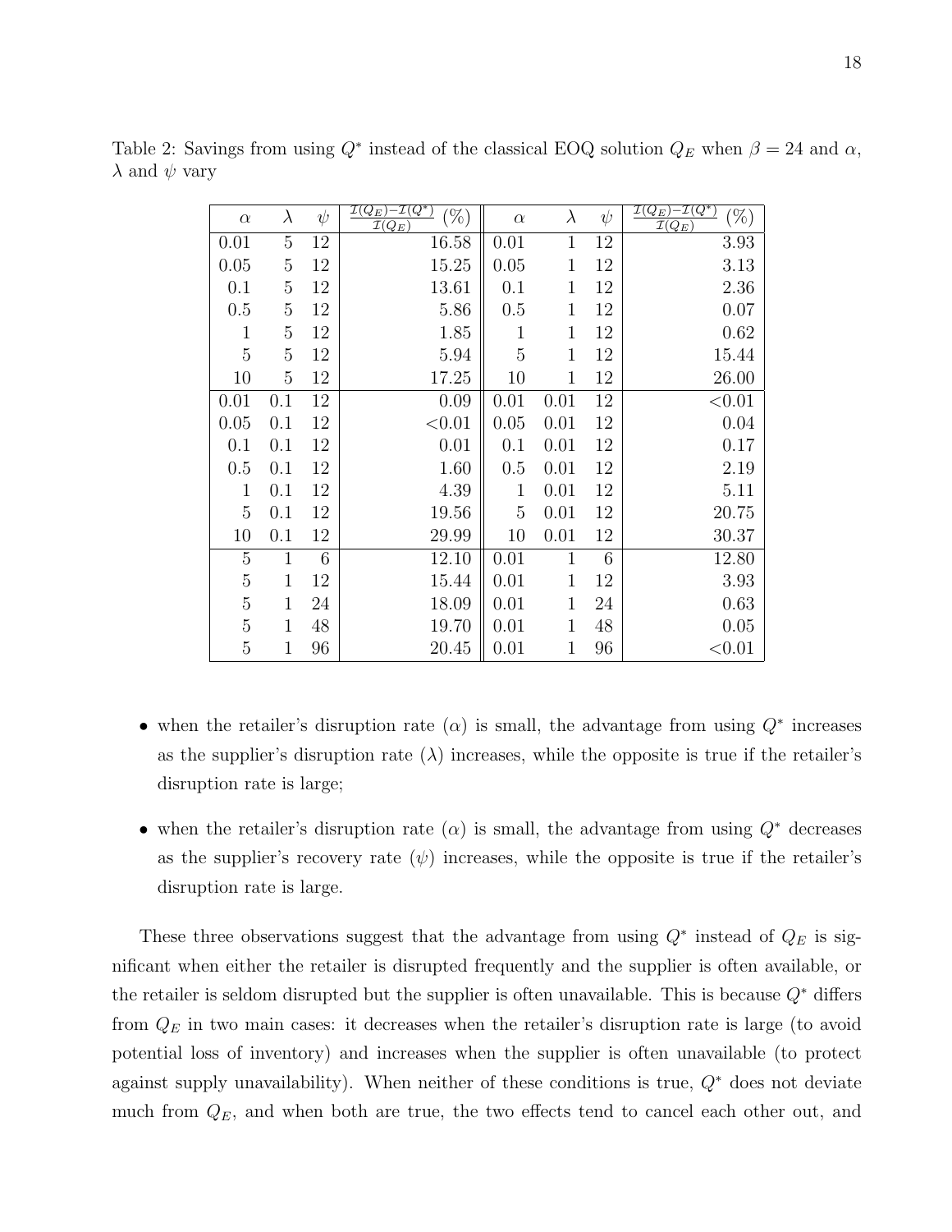Table 2: Savings from using $Q^*$ instead of the classical EOQ solution $Q_E$ when $\beta = 24$ and $\alpha$, $\lambda$ and $\psi$ vary

| $\alpha$ | $\lambda$ | $\psi$ | $\frac{\mathcal{I}(Q_E)-\mathcal{I}(Q^*)}{\mathcal{I}(Q_E)}$ (%) | $\alpha$ | $\lambda$ | $\psi$ | $\frac{\mathcal{I}(Q_E)-\mathcal{I}(Q^*)}{\mathcal{I}(Q_E)}$ (%) |
|---|---|---|---|---|---|---|---|
| 0.01 | 5 | 12 | 16.58 | 0.01 | 1 | 12 | 3.93 |
| 0.05 | 5 | 12 | 15.25 | 0.05 | 1 | 12 | 3.13 |
| 0.1 | 5 | 12 | 13.61 | 0.1 | 1 | 12 | 2.36 |
| 0.5 | 5 | 12 | 5.86 | 0.5 | 1 | 12 | 0.07 |
| 1 | 5 | 12 | 1.85 | 1 | 1 | 12 | 0.62 |
| 5 | 5 | 12 | 5.94 | 5 | 1 | 12 | 15.44 |
| 10 | 5 | 12 | 17.25 | 10 | 1 | 12 | 26.00 |
| 0.01 | 0.1 | 12 | 0.09 | 0.01 | 0.01 | 12 | <0.01 |
| 0.05 | 0.1 | 12 | <0.01 | 0.05 | 0.01 | 12 | 0.04 |
| 0.1 | 0.1 | 12 | 0.01 | 0.1 | 0.01 | 12 | 0.17 |
| 0.5 | 0.1 | 12 | 1.60 | 0.5 | 0.01 | 12 | 2.19 |
| 1 | 0.1 | 12 | 4.39 | 1 | 0.01 | 12 | 5.11 |
| 5 | 0.1 | 12 | 19.56 | 5 | 0.01 | 12 | 20.75 |
| 10 | 0.1 | 12 | 29.99 | 10 | 0.01 | 12 | 30.37 |
| 5 | 1 | 6 | 12.10 | 0.01 | 1 | 6 | 12.80 |
| 5 | 1 | 12 | 15.44 | 0.01 | 1 | 12 | 3.93 |
| 5 | 1 | 24 | 18.09 | 0.01 | 1 | 24 | 0.63 |
| 5 | 1 | 48 | 19.70 | 0.01 | 1 | 48 | 0.05 |
| 5 | 1 | 96 | 20.45 | 0.01 | 1 | 96 | <0.01 |

- when the retailer's disruption rate ($\alpha$) is small, the advantage from using $Q^*$ increases as the supplier's disruption rate ($\lambda$) increases, while the opposite is true if the retailer's disruption rate is large;
- when the retailer's disruption rate ($\alpha$) is small, the advantage from using $Q^*$ decreases as the supplier's recovery rate ($\psi$) increases, while the opposite is true if the retailer's disruption rate is large.

These three observations suggest that the advantage from using $Q^*$ instead of $Q_E$ is significant when either the retailer is disrupted frequently and the supplier is often available, or the retailer is seldom disrupted but the supplier is often unavailable. This is because $Q^*$ differs from $Q_E$ in two main cases: it decreases when the retailer's disruption rate is large (to avoid potential loss of inventory) and increases when the supplier is often unavailable (to protect against supply unavailability). When neither of these conditions is true, $Q^*$ does not deviate much from $Q_E$, and when both are true, the two effects tend to cancel each other out, and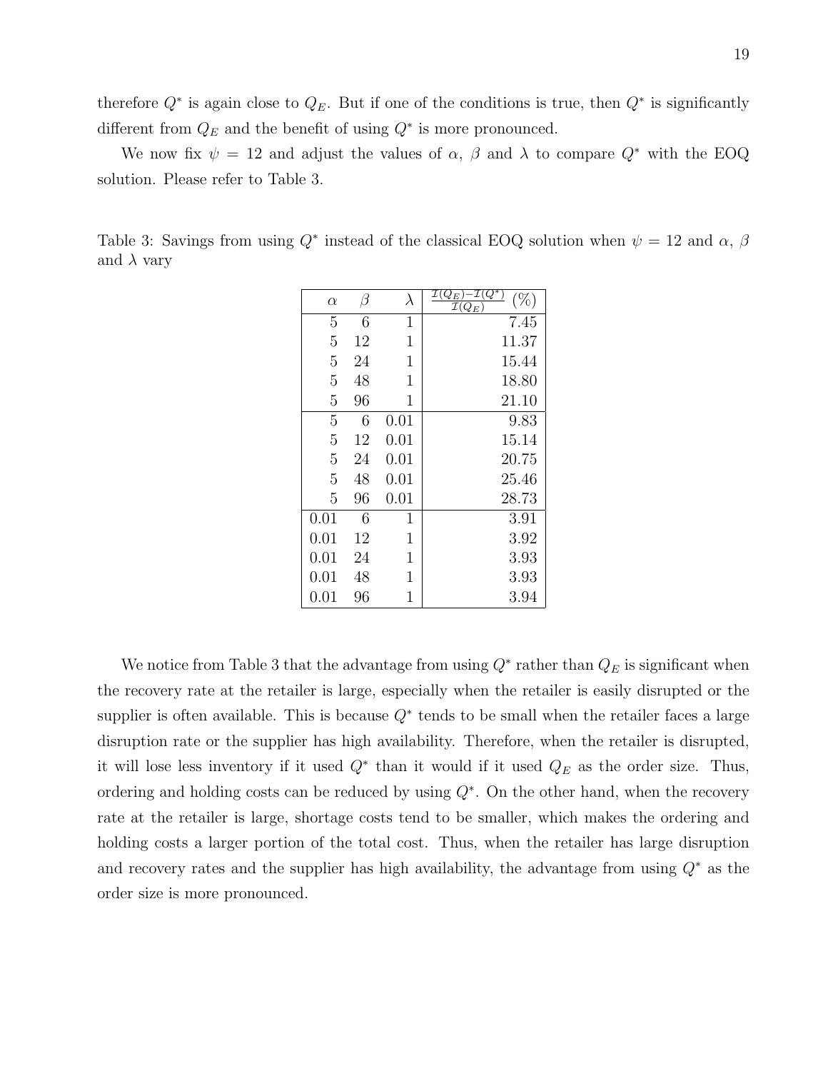therefore $Q^*$ is again close to $Q_E$. But if one of the conditions is true, then $Q^*$ is significantly different from $Q_E$ and the benefit of using $Q^*$ is more pronounced.

We now fix $\psi = 12$ and adjust the values of $\alpha$, $\beta$ and $\lambda$ to compare $Q^*$ with the EOQ solution. Please refer to Table 3.

Table 3: Savings from using $Q^*$ instead of the classical EOQ solution when $\psi = 12$ and $\alpha$, $\beta$ and $\lambda$ vary

| $\alpha$ | $\beta$ | $\lambda$ | $\frac{\mathcal{I}(Q_E)-\mathcal{I}(Q^*)}{\mathcal{I}(Q_E)}$ (%) |
|---|---|---|---|
| 5 | 6 | 1 | 7.45 |
| 5 | 12 | 1 | 11.37 |
| 5 | 24 | 1 | 15.44 |
| 5 | 48 | 1 | 18.80 |
| 5 | 96 | 1 | 21.10 |
| 5 | 6 | 0.01 | 9.83 |
| 5 | 12 | 0.01 | 15.14 |
| 5 | 24 | 0.01 | 20.75 |
| 5 | 48 | 0.01 | 25.46 |
| 5 | 96 | 0.01 | 28.73 |
| 0.01 | 6 | 1 | 3.91 |
| 0.01 | 12 | 1 | 3.92 |
| 0.01 | 24 | 1 | 3.93 |
| 0.01 | 48 | 1 | 3.93 |
| 0.01 | 96 | 1 | 3.94 |

We notice from Table 3 that the advantage from using $Q^*$ rather than $Q_E$ is significant when the recovery rate at the retailer is large, especially when the retailer is easily disrupted or the supplier is often available. This is because $Q^*$ tends to be small when the retailer faces a large disruption rate or the supplier has high availability. Therefore, when the retailer is disrupted, it will lose less inventory if it used $Q^*$ than it would if it used $Q_E$ as the order size. Thus, ordering and holding costs can be reduced by using $Q^*$. On the other hand, when the recovery rate at the retailer is large, shortage costs tend to be smaller, which makes the ordering and holding costs a larger portion of the total cost. Thus, when the retailer has large disruption and recovery rates and the supplier has high availability, the advantage from using $Q^*$ as the order size is more pronounced.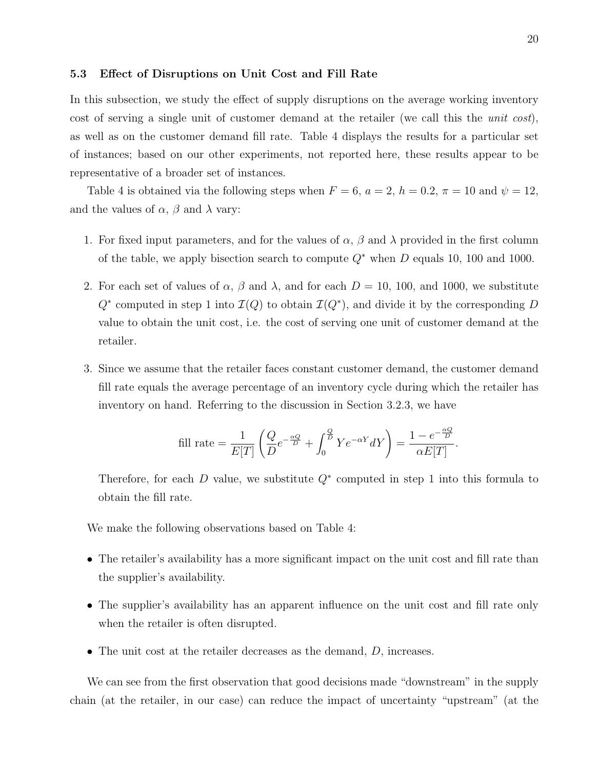### 5.3 Effect of Disruptions on Unit Cost and Fill Rate

In this subsection, we study the effect of supply disruptions on the average working inventory cost of serving a single unit of customer demand at the retailer (we call this the *unit cost*), as well as on the customer demand fill rate. Table 4 displays the results for a particular set of instances; based on our other experiments, not reported here, these results appear to be representative of a broader set of instances.

Table 4 is obtained via the following steps when $F = 6$, $a = 2$, $h = 0.2$, $\pi = 10$ and $\psi = 12$, and the values of $\alpha$, $\beta$ and $\lambda$ vary:

1. For fixed input parameters, and for the values of $\alpha$, $\beta$ and $\lambda$ provided in the first column of the table, we apply bisection search to compute $Q^*$ when $D$ equals 10, 100 and 1000.

2. For each set of values of $\alpha$, $\beta$ and $\lambda$, and for each $D = 10$, 100, and 1000, we substitute $Q^*$ computed in step 1 into $\mathcal{I}(Q)$ to obtain $\mathcal{I}(Q^*)$, and divide it by the corresponding $D$ value to obtain the unit cost, i.e. the cost of serving one unit of customer demand at the retailer.

3. Since we assume that the retailer faces constant customer demand, the customer demand fill rate equals the average percentage of an inventory cycle during which the retailer has inventory on hand. Referring to the discussion in Section 3.2.3, we have

$$\text{fill rate} = \frac{1}{E[T]}\left(\frac{Q}{D}e^{-\frac{\alpha Q}{D}} + \int_0^{\frac{Q}{D}} Ye^{-\alpha Y}dY\right) = \frac{1 - e^{-\frac{\alpha Q}{D}}}{\alpha E[T]}.$$

   Therefore, for each $D$ value, we substitute $Q^*$ computed in step 1 into this formula to obtain the fill rate.

We make the following observations based on Table 4:

- The retailer's availability has a more significant impact on the unit cost and fill rate than the supplier's availability.
- The supplier's availability has an apparent influence on the unit cost and fill rate only when the retailer is often disrupted.
- The unit cost at the retailer decreases as the demand, $D$, increases.

We can see from the first observation that good decisions made "downstream" in the supply chain (at the retailer, in our case) can reduce the impact of uncertainty "upstream" (at the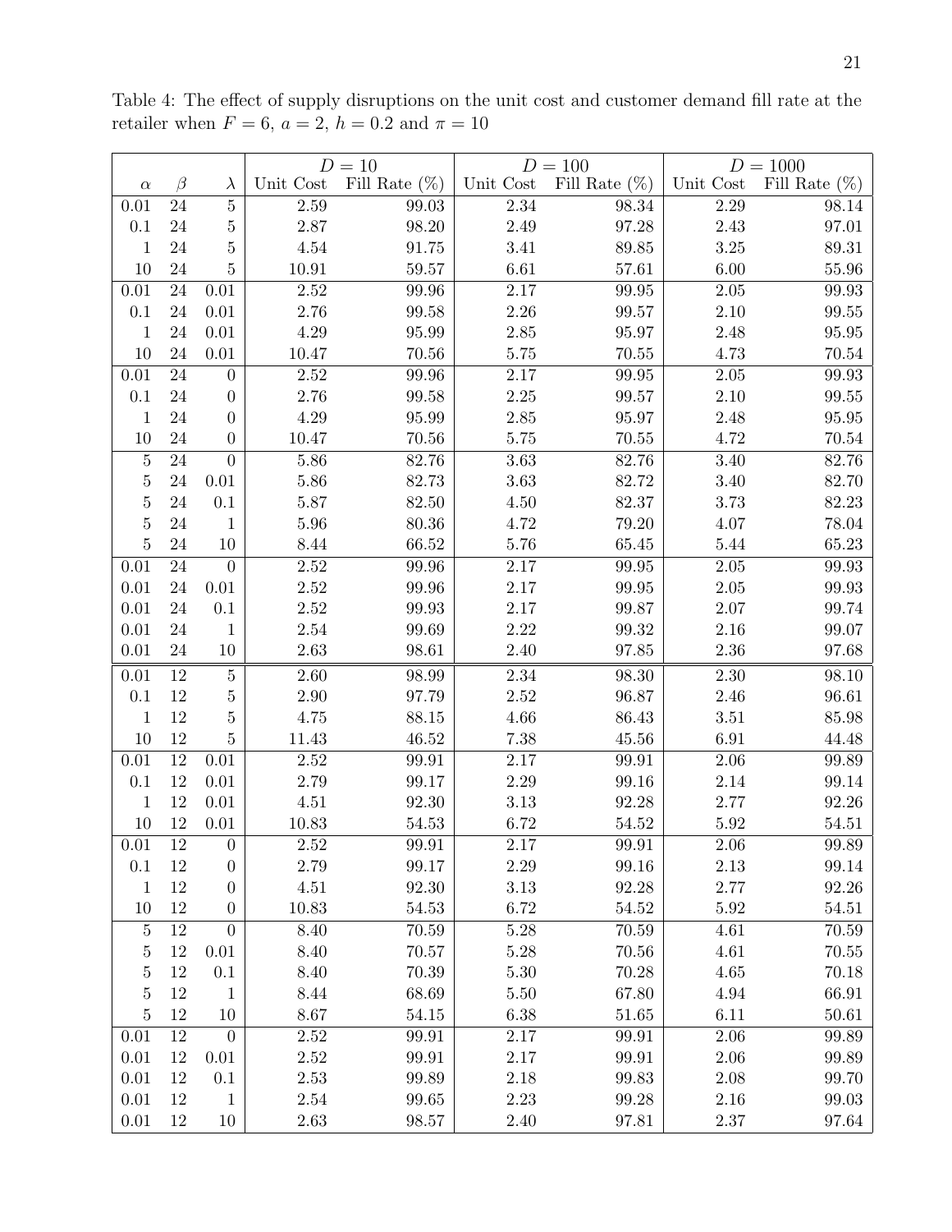Table 4: The effect of supply disruptions on the unit cost and customer demand fill rate at the retailer when $F = 6$, $a = 2$, $h = 0.2$ and $\pi = 10$

| | | | $D = 10$ | | $D = 100$ | | $D = 1000$ | |
|---|---|---|---|---|---|---|---|---|
| $\alpha$ | $\beta$ | $\lambda$ | Unit Cost | Fill Rate (%) | Unit Cost | Fill Rate (%) | Unit Cost | Fill Rate (%) |
| 0.01 | 24 | 5 | 2.59 | 99.03 | 2.34 | 98.34 | 2.29 | 98.14 |
| 0.1 | 24 | 5 | 2.87 | 98.20 | 2.49 | 97.28 | 2.43 | 97.01 |
| 1 | 24 | 5 | 4.54 | 91.75 | 3.41 | 89.85 | 3.25 | 89.31 |
| 10 | 24 | 5 | 10.91 | 59.57 | 6.61 | 57.61 | 6.00 | 55.96 |
| 0.01 | 24 | 0.01 | 2.52 | 99.96 | 2.17 | 99.95 | 2.05 | 99.93 |
| 0.1 | 24 | 0.01 | 2.76 | 99.58 | 2.26 | 99.57 | 2.10 | 99.55 |
| 1 | 24 | 0.01 | 4.29 | 95.99 | 2.85 | 95.97 | 2.48 | 95.95 |
| 10 | 24 | 0.01 | 10.47 | 70.56 | 5.75 | 70.55 | 4.73 | 70.54 |
| 0.01 | 24 | 0 | 2.52 | 99.96 | 2.17 | 99.95 | 2.05 | 99.93 |
| 0.1 | 24 | 0 | 2.76 | 99.58 | 2.25 | 99.57 | 2.10 | 99.55 |
| 1 | 24 | 0 | 4.29 | 95.99 | 2.85 | 95.97 | 2.48 | 95.95 |
| 10 | 24 | 0 | 10.47 | 70.56 | 5.75 | 70.55 | 4.72 | 70.54 |
| 5 | 24 | 0 | 5.86 | 82.76 | 3.63 | 82.76 | 3.40 | 82.76 |
| 5 | 24 | 0.01 | 5.86 | 82.73 | 3.63 | 82.72 | 3.40 | 82.70 |
| 5 | 24 | 0.1 | 5.87 | 82.50 | 4.50 | 82.37 | 3.73 | 82.23 |
| 5 | 24 | 1 | 5.96 | 80.36 | 4.72 | 79.20 | 4.07 | 78.04 |
| 5 | 24 | 10 | 8.44 | 66.52 | 5.76 | 65.45 | 5.44 | 65.23 |
| 0.01 | 24 | 0 | 2.52 | 99.96 | 2.17 | 99.95 | 2.05 | 99.93 |
| 0.01 | 24 | 0.01 | 2.52 | 99.96 | 2.17 | 99.95 | 2.05 | 99.93 |
| 0.01 | 24 | 0.1 | 2.52 | 99.93 | 2.17 | 99.87 | 2.07 | 99.74 |
| 0.01 | 24 | 1 | 2.54 | 99.69 | 2.22 | 99.32 | 2.16 | 99.07 |
| 0.01 | 24 | 10 | 2.63 | 98.61 | 2.40 | 97.85 | 2.36 | 97.68 |
| 0.01 | 12 | 5 | 2.60 | 98.99 | 2.34 | 98.30 | 2.30 | 98.10 |
| 0.1 | 12 | 5 | 2.90 | 97.79 | 2.52 | 96.87 | 2.46 | 96.61 |
| 1 | 12 | 5 | 4.75 | 88.15 | 4.66 | 86.43 | 3.51 | 85.98 |
| 10 | 12 | 5 | 11.43 | 46.52 | 7.38 | 45.56 | 6.91 | 44.48 |
| 0.01 | 12 | 0.01 | 2.52 | 99.91 | 2.17 | 99.91 | 2.06 | 99.89 |
| 0.1 | 12 | 0.01 | 2.79 | 99.17 | 2.29 | 99.16 | 2.14 | 99.14 |
| 1 | 12 | 0.01 | 4.51 | 92.30 | 3.13 | 92.28 | 2.77 | 92.26 |
| 10 | 12 | 0.01 | 10.83 | 54.53 | 6.72 | 54.52 | 5.92 | 54.51 |
| 0.01 | 12 | 0 | 2.52 | 99.91 | 2.17 | 99.91 | 2.06 | 99.89 |
| 0.1 | 12 | 0 | 2.79 | 99.17 | 2.29 | 99.16 | 2.13 | 99.14 |
| 1 | 12 | 0 | 4.51 | 92.30 | 3.13 | 92.28 | 2.77 | 92.26 |
| 10 | 12 | 0 | 10.83 | 54.53 | 6.72 | 54.52 | 5.92 | 54.51 |
| 5 | 12 | 0 | 8.40 | 70.59 | 5.28 | 70.59 | 4.61 | 70.59 |
| 5 | 12 | 0.01 | 8.40 | 70.57 | 5.28 | 70.56 | 4.61 | 70.55 |
| 5 | 12 | 0.1 | 8.40 | 70.39 | 5.30 | 70.28 | 4.65 | 70.18 |
| 5 | 12 | 1 | 8.44 | 68.69 | 5.50 | 67.80 | 4.94 | 66.91 |
| 5 | 12 | 10 | 8.67 | 54.15 | 6.38 | 51.65 | 6.11 | 50.61 |
| 0.01 | 12 | 0 | 2.52 | 99.91 | 2.17 | 99.91 | 2.06 | 99.89 |
| 0.01 | 12 | 0.01 | 2.52 | 99.91 | 2.17 | 99.91 | 2.06 | 99.89 |
| 0.01 | 12 | 0.1 | 2.53 | 99.89 | 2.18 | 99.83 | 2.08 | 99.70 |
| 0.01 | 12 | 1 | 2.54 | 99.65 | 2.23 | 99.28 | 2.16 | 99.03 |
| 0.01 | 12 | 10 | 2.63 | 98.57 | 2.40 | 97.81 | 2.37 | 97.64 |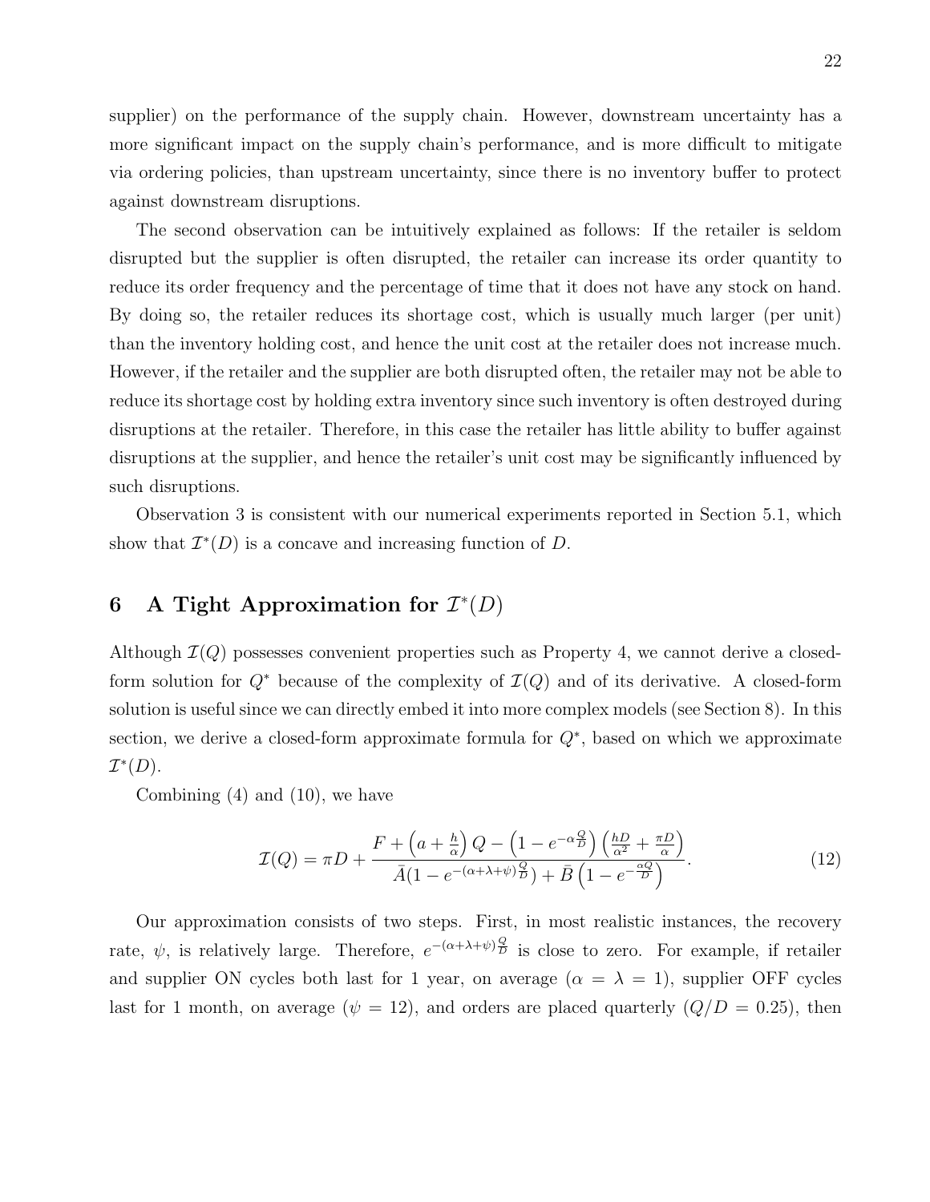supplier) on the performance of the supply chain. However, downstream uncertainty has a more significant impact on the supply chain's performance, and is more difficult to mitigate via ordering policies, than upstream uncertainty, since there is no inventory buffer to protect against downstream disruptions.

The second observation can be intuitively explained as follows: If the retailer is seldom disrupted but the supplier is often disrupted, the retailer can increase its order quantity to reduce its order frequency and the percentage of time that it does not have any stock on hand. By doing so, the retailer reduces its shortage cost, which is usually much larger (per unit) than the inventory holding cost, and hence the unit cost at the retailer does not increase much. However, if the retailer and the supplier are both disrupted often, the retailer may not be able to reduce its shortage cost by holding extra inventory since such inventory is often destroyed during disruptions at the retailer. Therefore, in this case the retailer has little ability to buffer against disruptions at the supplier, and hence the retailer's unit cost may be significantly influenced by such disruptions.

Observation 3 is consistent with our numerical experiments reported in Section 5.1, which show that $\mathcal{I}^*(D)$ is a concave and increasing function of $D$.

# 6 A Tight Approximation for $\mathcal{I}^*(D)$

Although $\mathcal{I}(Q)$ possesses convenient properties such as Property 4, we cannot derive a closed-form solution for $Q^*$ because of the complexity of $\mathcal{I}(Q)$ and of its derivative. A closed-form solution is useful since we can directly embed it into more complex models (see Section 8). In this section, we derive a closed-form approximate formula for $Q^*$, based on which we approximate $\mathcal{I}^*(D)$.

Combining (4) and (10), we have

$$\mathcal{I}(Q) = \pi D + \frac{F + \left(a + \frac{h}{\alpha}\right) Q - \left(1 - e^{-\alpha \frac{Q}{D}}\right)\left(\frac{hD}{\alpha^2} + \frac{\pi D}{\alpha}\right)}{\bar{A}(1 - e^{-(\alpha+\lambda+\psi)\frac{Q}{D}}) + \bar{B}\left(1 - e^{-\frac{\alpha Q}{D}}\right)}. \tag{12}$$

Our approximation consists of two steps. First, in most realistic instances, the recovery rate, $\psi$, is relatively large. Therefore, $e^{-(\alpha+\lambda+\psi)\frac{Q}{D}}$ is close to zero. For example, if retailer and supplier ON cycles both last for 1 year, on average ($\alpha = \lambda = 1$), supplier OFF cycles last for 1 month, on average ($\psi = 12$), and orders are placed quarterly ($Q/D = 0.25$), then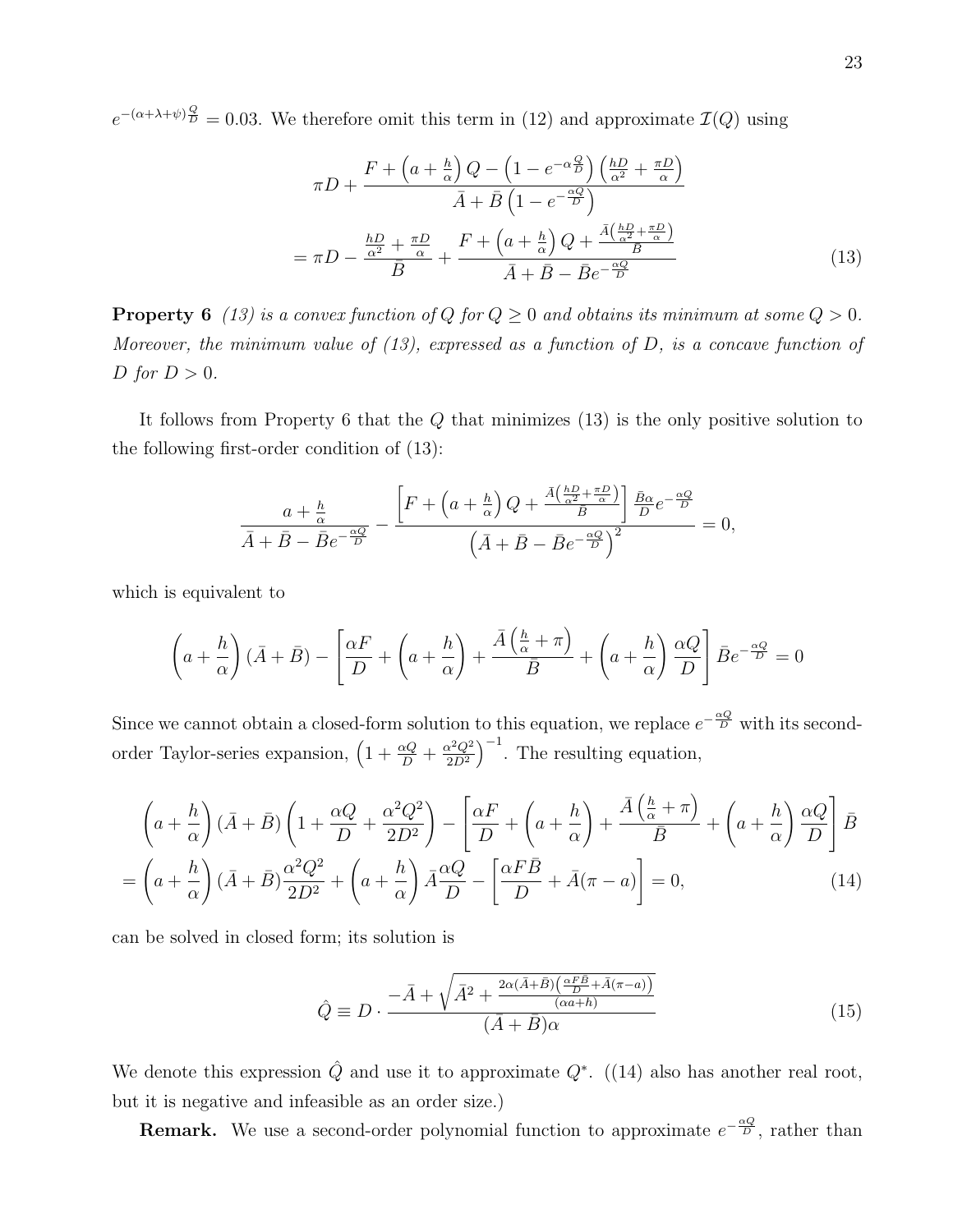$e^{-(\alpha+\lambda+\psi)\frac{Q}{D}} = 0.03$. We therefore omit this term in (12) and approximate $\mathcal{I}(Q)$ using

$$\pi D + \frac{F + \left(a + \frac{h}{\alpha}\right) Q - \left(1 - e^{-\alpha \frac{Q}{D}}\right)\left(\frac{hD}{\alpha^2} + \frac{\pi D}{\alpha}\right)}{\bar{A} + \bar{B}\left(1 - e^{-\frac{\alpha Q}{D}}\right)}$$

$$= \pi D - \frac{\frac{hD}{\alpha^2} + \frac{\pi D}{\alpha}}{\bar{B}} + \frac{F + \left(a + \frac{h}{\alpha}\right) Q + \frac{\bar{A}\left(\frac{hD}{\alpha^2} + \frac{\pi D}{\alpha}\right)}{\bar{B}}}{\bar{A} + \bar{B} - \bar{B} e^{-\frac{\alpha Q}{D}}} \tag{13}$$

**Property 6** *(13) is a convex function of $Q$ for $Q \geq 0$ and obtains its minimum at some $Q > 0$. Moreover, the minimum value of (13), expressed as a function of $D$, is a concave function of $D$ for $D > 0$.*

It follows from Property 6 that the $Q$ that minimizes (13) is the only positive solution to the following first-order condition of (13):

$$\frac{a + \frac{h}{\alpha}}{\bar{A} + \bar{B} - \bar{B} e^{-\frac{\alpha Q}{D}}} - \frac{\left[F + \left(a + \frac{h}{\alpha}\right) Q + \frac{\bar{A}\left(\frac{hD}{\alpha^2} + \frac{\pi D}{\alpha}\right)}{\bar{B}}\right] \frac{\bar{B}\alpha}{D} e^{-\frac{\alpha Q}{D}}}{\left(\bar{A} + \bar{B} - \bar{B} e^{-\frac{\alpha Q}{D}}\right)^2} = 0,$$

which is equivalent to

$$\left(a + \frac{h}{\alpha}\right)(\bar{A} + \bar{B}) - \left[\frac{\alpha F}{D} + \left(a + \frac{h}{\alpha}\right) + \frac{\bar{A}\left(\frac{h}{\alpha} + \pi\right)}{\bar{B}} + \left(a + \frac{h}{\alpha}\right)\frac{\alpha Q}{D}\right] \bar{B} e^{-\frac{\alpha Q}{D}} = 0$$

Since we cannot obtain a closed-form solution to this equation, we replace $e^{-\frac{\alpha Q}{D}}$ with its second-order Taylor-series expansion, $\left(1 + \frac{\alpha Q}{D} + \frac{\alpha^2 Q^2}{2D^2}\right)^{-1}$. The resulting equation,

$$\left(a + \frac{h}{\alpha}\right)(\bar{A} + \bar{B})\left(1 + \frac{\alpha Q}{D} + \frac{\alpha^2 Q^2}{2D^2}\right) - \left[\frac{\alpha F}{D} + \left(a + \frac{h}{\alpha}\right) + \frac{\bar{A}\left(\frac{h}{\alpha} + \pi\right)}{\bar{B}} + \left(a + \frac{h}{\alpha}\right)\frac{\alpha Q}{D}\right]\bar{B}$$

$$= \left(a + \frac{h}{\alpha}\right)(\bar{A} + \bar{B})\frac{\alpha^2 Q^2}{2D^2} + \left(a + \frac{h}{\alpha}\right)\bar{A}\frac{\alpha Q}{D} - \left[\frac{\alpha F \bar{B}}{D} + \bar{A}(\pi - a)\right] = 0, \tag{14}$$

can be solved in closed form; its solution is

$$\hat{Q} \equiv D \cdot \frac{-\bar{A} + \sqrt{\bar{A}^2 + \frac{2\alpha(\bar{A}+\bar{B})\left(\frac{\alpha F \bar{B}}{D} + \bar{A}(\pi - a)\right)}{(\alpha a + h)}}}{(\bar{A} + \bar{B})\alpha} \tag{15}$$

We denote this expression $\hat{Q}$ and use it to approximate $Q^*$. ((14) also has another real root, but it is negative and infeasible as an order size.)

**Remark.** We use a second-order polynomial function to approximate $e^{-\frac{\alpha Q}{D}}$, rather than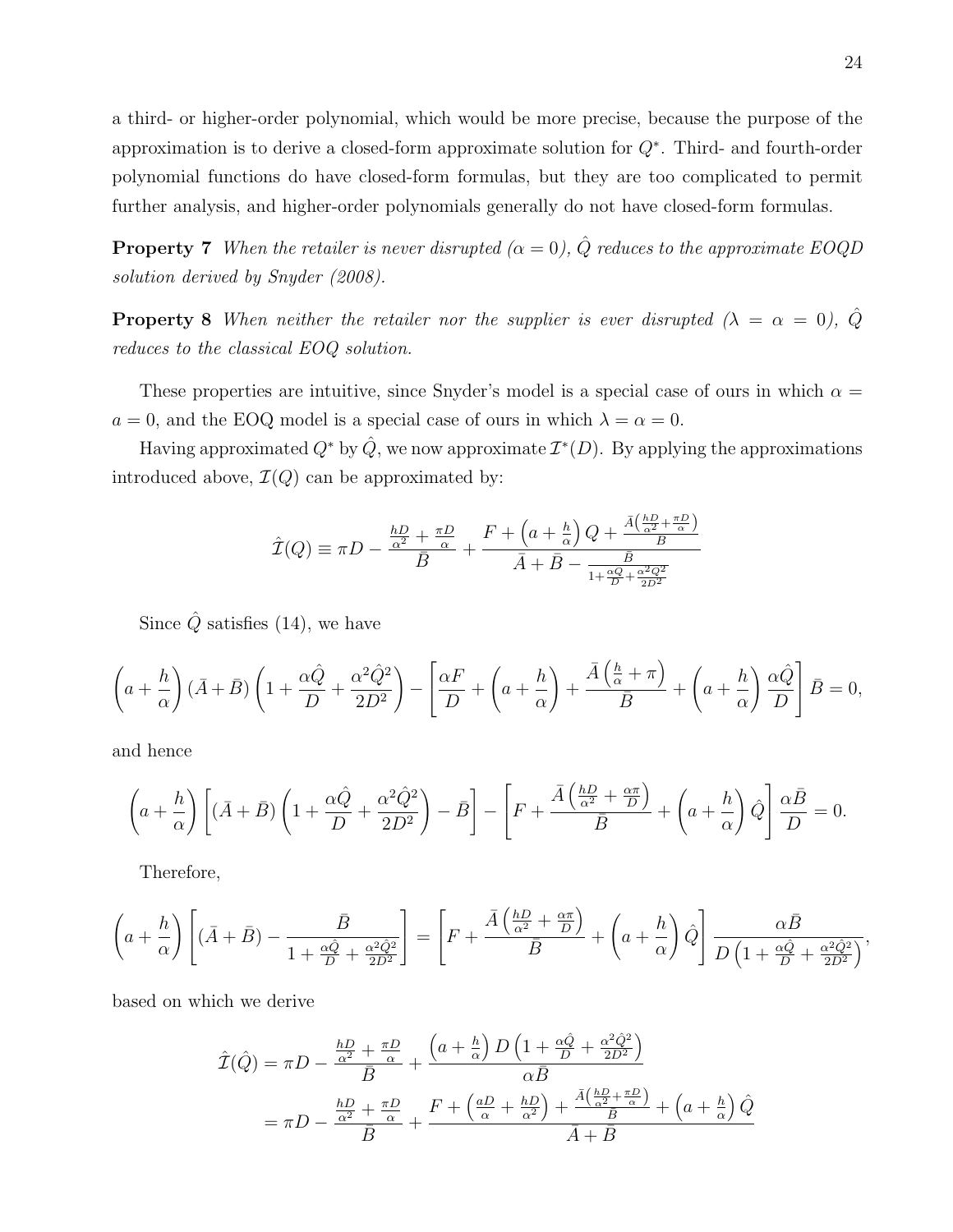a third- or higher-order polynomial, which would be more precise, because the purpose of the approximation is to derive a closed-form approximate solution for $Q^*$. Third- and fourth-order polynomial functions do have closed-form formulas, but they are too complicated to permit further analysis, and higher-order polynomials generally do not have closed-form formulas.

**Property 7** *When the retailer is never disrupted ($\alpha = 0$), $\hat{Q}$ reduces to the approximate EOQD solution derived by Snyder (2008).*

**Property 8** *When neither the retailer nor the supplier is ever disrupted ($\lambda = \alpha = 0$), $\hat{Q}$ reduces to the classical EOQ solution.*

These properties are intuitive, since Snyder's model is a special case of ours in which $\alpha = a = 0$, and the EOQ model is a special case of ours in which $\lambda = \alpha = 0$.

Having approximated $Q^*$ by $\hat{Q}$, we now approximate $\mathcal{I}^*(D)$. By applying the approximations introduced above, $\mathcal{I}(Q)$ can be approximated by:

$$\hat{\mathcal{I}}(Q) \equiv \pi D - \frac{\frac{hD}{\alpha^2} + \frac{\pi D}{\alpha}}{\bar{B}} + \frac{F + \left(a + \frac{h}{\alpha}\right) Q + \frac{\bar{A}\left(\frac{hD}{\alpha^2} + \frac{\pi D}{\alpha}\right)}{\bar{B}}}{\bar{A} + \bar{B} - \frac{\bar{B}}{1 + \frac{\alpha Q}{D} + \frac{\alpha^2 Q^2}{2D^2}}}$$

Since $\hat{Q}$ satisfies (14), we have

$$\left(a + \frac{h}{\alpha}\right)(\bar{A} + \bar{B})\left(1 + \frac{\alpha \hat{Q}}{D} + \frac{\alpha^2 \hat{Q}^2}{2D^2}\right) - \left[\frac{\alpha F}{D} + \left(a + \frac{h}{\alpha}\right) + \frac{\bar{A}\left(\frac{h}{\alpha} + \pi\right)}{\bar{B}} + \left(a + \frac{h}{\alpha}\right)\frac{\alpha \hat{Q}}{D}\right]\bar{B} = 0,$$

and hence

$$\left(a + \frac{h}{\alpha}\right)\left[(\bar{A} + \bar{B})\left(1 + \frac{\alpha \hat{Q}}{D} + \frac{\alpha^2 \hat{Q}^2}{2D^2}\right) - \bar{B}\right] - \left[F + \frac{\bar{A}\left(\frac{hD}{\alpha^2} + \frac{\alpha \pi}{D}\right)}{\bar{B}} + \left(a + \frac{h}{\alpha}\right)\hat{Q}\right]\frac{\alpha \bar{B}}{D} = 0.$$

Therefore,

$$\left(a + \frac{h}{\alpha}\right)\left[(\bar{A} + \bar{B}) - \frac{\bar{B}}{1 + \frac{\alpha \hat{Q}}{D} + \frac{\alpha^2 \hat{Q}^2}{2D^2}}\right] = \left[F + \frac{\bar{A}\left(\frac{hD}{\alpha^2} + \frac{\alpha \pi}{D}\right)}{\bar{B}} + \left(a + \frac{h}{\alpha}\right)\hat{Q}\right]\frac{\alpha \bar{B}}{D\left(1 + \frac{\alpha \hat{Q}}{D} + \frac{\alpha^2 \hat{Q}^2}{2D^2}\right)},$$

based on which we derive

$$\begin{aligned}
\hat{\mathcal{I}}(\hat{Q}) &= \pi D - \frac{\frac{hD}{\alpha^2} + \frac{\pi D}{\alpha}}{\bar{B}} + \frac{\left(a + \frac{h}{\alpha}\right) D \left(1 + \frac{\alpha \hat{Q}}{D} + \frac{\alpha^2 \hat{Q}^2}{2D^2}\right)}{\alpha \bar{B}} \\
&= \pi D - \frac{\frac{hD}{\alpha^2} + \frac{\pi D}{\alpha}}{\bar{B}} + \frac{F + \left(\frac{aD}{\alpha} + \frac{hD}{\alpha^2}\right) + \frac{\bar{A}\left(\frac{hD}{\alpha^2} + \frac{\pi D}{\alpha}\right)}{\bar{B}} + \left(a + \frac{h}{\alpha}\right)\hat{Q}}{\bar{A} + \bar{B}}
\end{aligned}$$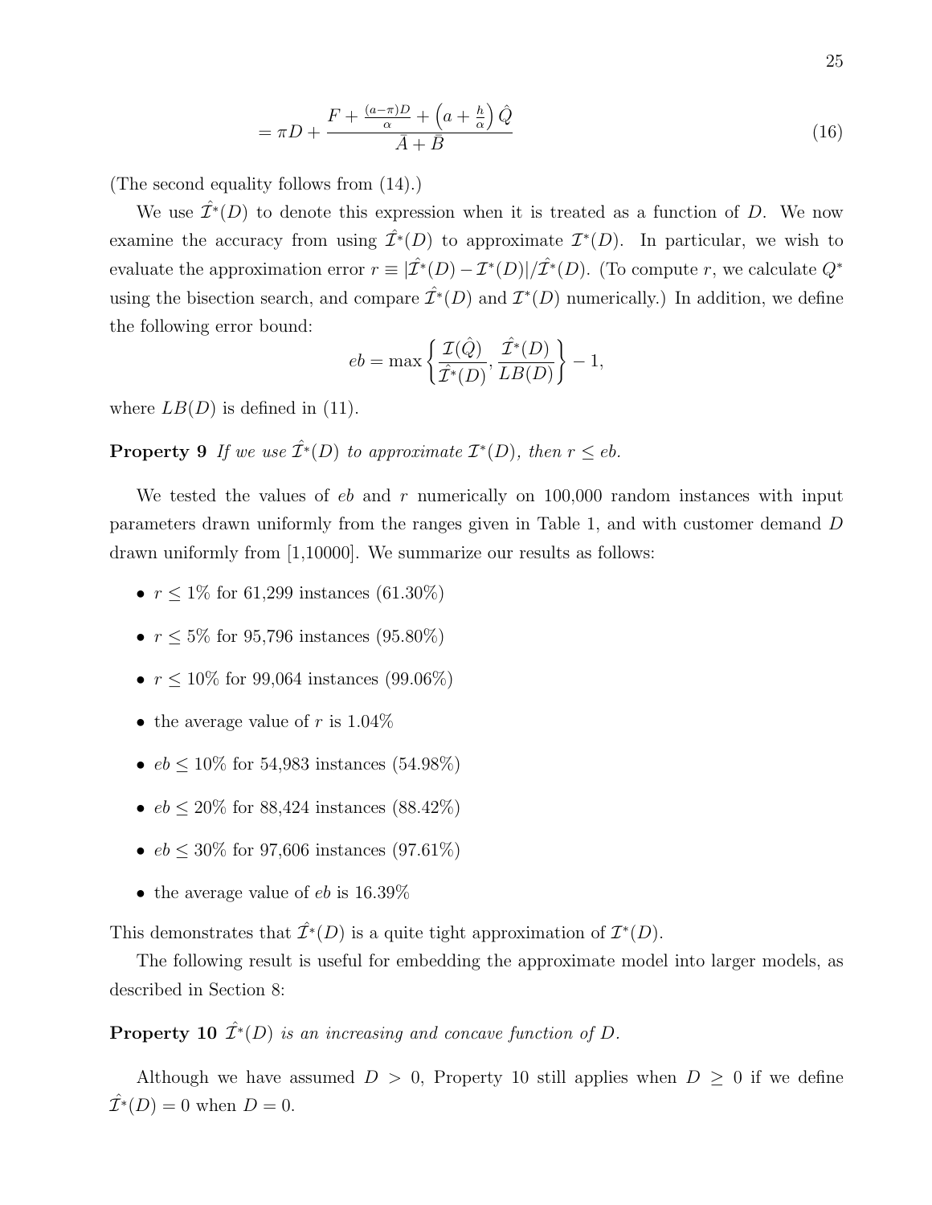$$= \pi D + \frac{F + \frac{(a-\pi)D}{\alpha} + \left(a + \frac{h}{\alpha}\right)\hat{Q}}{\bar{A} + \bar{B}} \tag{16}$$

(The second equality follows from (14).)

We use $\hat{\mathcal{I}}^*(D)$ to denote this expression when it is treated as a function of $D$. We now examine the accuracy from using $\hat{\mathcal{I}}^*(D)$ to approximate $\mathcal{I}^*(D)$. In particular, we wish to evaluate the approximation error $r \equiv |\hat{\mathcal{I}}^*(D) - \mathcal{I}^*(D)|/\hat{\mathcal{I}}^*(D)$. (To compute $r$, we calculate $Q^*$ using the bisection search, and compare $\hat{\mathcal{I}}^*(D)$ and $\mathcal{I}^*(D)$ numerically.) In addition, we define the following error bound:

$$eb = \max\left\{\frac{\mathcal{I}(\hat{Q})}{\hat{\mathcal{I}}^*(D)}, \frac{\hat{\mathcal{I}}^*(D)}{LB(D)}\right\} - 1,$$

where $LB(D)$ is defined in (11).

**Property 9** *If we use $\hat{\mathcal{I}}^*(D)$ to approximate $\mathcal{I}^*(D)$, then $r \leq eb$.*

We tested the values of $eb$ and $r$ numerically on 100,000 random instances with input parameters drawn uniformly from the ranges given in Table 1, and with customer demand $D$ drawn uniformly from [1,10000]. We summarize our results as follows:

- $r \leq 1\%$ for 61,299 instances (61.30%)
- $r \leq 5\%$ for 95,796 instances (95.80%)
- $r \leq 10\%$ for 99,064 instances (99.06%)
- the average value of $r$ is 1.04%
- $eb \leq 10\%$ for 54,983 instances (54.98%)
- $eb \leq 20\%$ for 88,424 instances (88.42%)
- $eb \leq 30\%$ for 97,606 instances (97.61%)
- the average value of $eb$ is 16.39%

This demonstrates that $\hat{\mathcal{I}}^*(D)$ is a quite tight approximation of $\mathcal{I}^*(D)$.

The following result is useful for embedding the approximate model into larger models, as described in Section 8:

**Property 10** *$\hat{\mathcal{I}}^*(D)$ is an increasing and concave function of $D$.*

Although we have assumed $D > 0$, Property 10 still applies when $D \geq 0$ if we define $\hat{\mathcal{I}}^*(D) = 0$ when $D = 0$.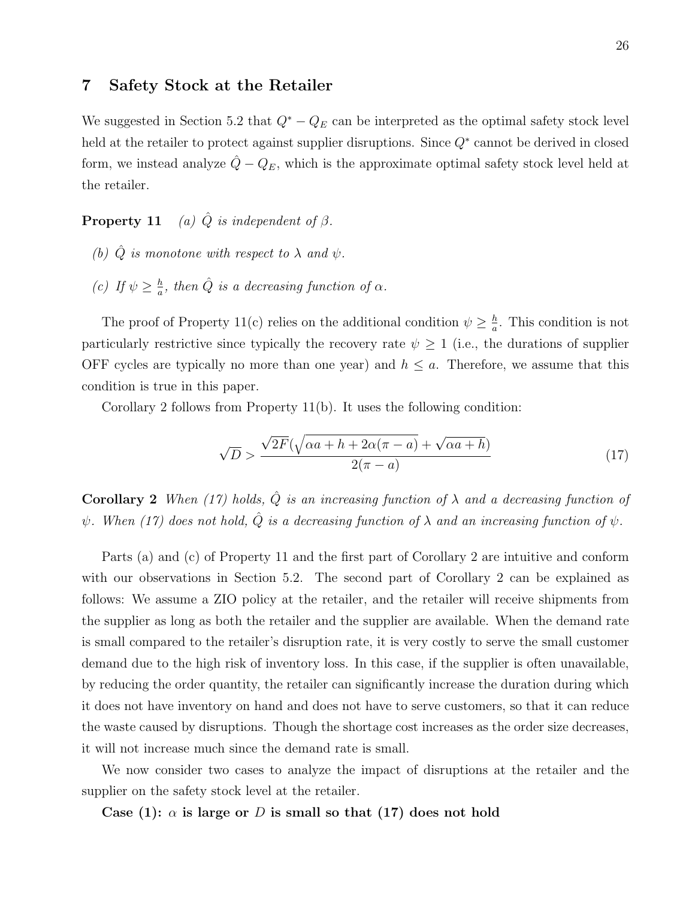## 7 Safety Stock at the Retailer

We suggested in Section 5.2 that $Q^* - Q_E$ can be interpreted as the optimal safety stock level held at the retailer to protect against supplier disruptions. Since $Q^*$ cannot be derived in closed form, we instead analyze $\hat{Q} - Q_E$, which is the approximate optimal safety stock level held at the retailer.

**Property 11** *(a) $\hat{Q}$ is independent of $\beta$.*

*(b) $\hat{Q}$ is monotone with respect to $\lambda$ and $\psi$.*

*(c) If $\psi \geq \frac{h}{a}$, then $\hat{Q}$ is a decreasing function of $\alpha$.*

The proof of Property 11(c) relies on the additional condition $\psi \geq \frac{h}{a}$. This condition is not particularly restrictive since typically the recovery rate $\psi \geq 1$ (i.e., the durations of supplier OFF cycles are typically no more than one year) and $h \leq a$. Therefore, we assume that this condition is true in this paper.

Corollary 2 follows from Property 11(b). It uses the following condition:

$$\sqrt{D} > \frac{\sqrt{2F}(\sqrt{\alpha a + h + 2\alpha(\pi - a)} + \sqrt{\alpha a + h})}{2(\pi - a)} \tag{17}$$

**Corollary 2** *When (17) holds, $\hat{Q}$ is an increasing function of $\lambda$ and a decreasing function of $\psi$. When (17) does not hold, $\hat{Q}$ is a decreasing function of $\lambda$ and an increasing function of $\psi$.*

Parts (a) and (c) of Property 11 and the first part of Corollary 2 are intuitive and conform with our observations in Section 5.2. The second part of Corollary 2 can be explained as follows: We assume a ZIO policy at the retailer, and the retailer will receive shipments from the supplier as long as both the retailer and the supplier are available. When the demand rate is small compared to the retailer's disruption rate, it is very costly to serve the small customer demand due to the high risk of inventory loss. In this case, if the supplier is often unavailable, by reducing the order quantity, the retailer can significantly increase the duration during which it does not have inventory on hand and does not have to serve customers, so that it can reduce the waste caused by disruptions. Though the shortage cost increases as the order size decreases, it will not increase much since the demand rate is small.

We now consider two cases to analyze the impact of disruptions at the retailer and the supplier on the safety stock level at the retailer.

**Case (1): $\alpha$ is large or $D$ is small so that (17) does not hold**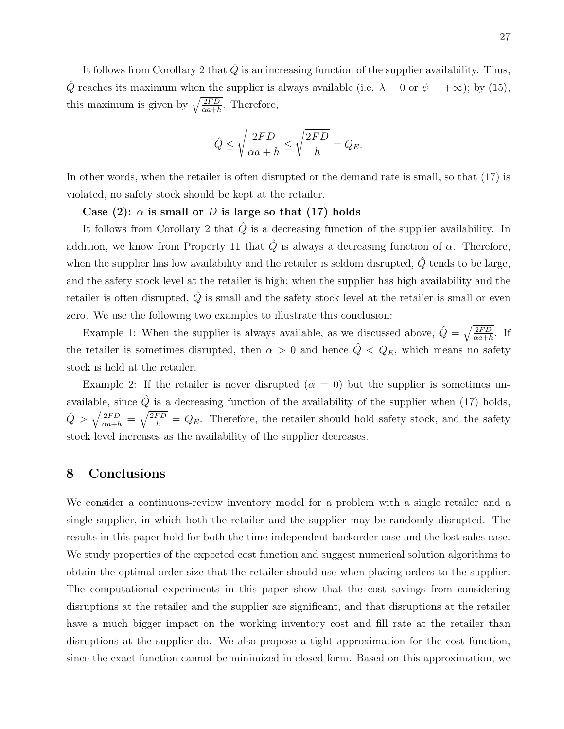It follows from Corollary 2 that $\hat{Q}$ is an increasing function of the supplier availability. Thus, $\hat{Q}$ reaches its maximum when the supplier is always available (i.e. $\lambda = 0$ or $\psi = +\infty$); by (15), this maximum is given by $\sqrt{\frac{2FD}{\alpha a+h}}$. Therefore,

$$\hat{Q} \leq \sqrt{\frac{2FD}{\alpha a + h}} \leq \sqrt{\frac{2FD}{h}} = Q_E.$$

In other words, when the retailer is often disrupted or the demand rate is small, so that (17) is violated, no safety stock should be kept at the retailer.

**Case (2): $\alpha$ is small or $D$ is large so that (17) holds**

It follows from Corollary 2 that $\hat{Q}$ is a decreasing function of the supplier availability. In addition, we know from Property 11 that $\hat{Q}$ is always a decreasing function of $\alpha$. Therefore, when the supplier has low availability and the retailer is seldom disrupted, $\hat{Q}$ tends to be large, and the safety stock level at the retailer is high; when the supplier has high availability and the retailer is often disrupted, $\hat{Q}$ is small and the safety stock level at the retailer is small or even zero. We use the following two examples to illustrate this conclusion:

Example 1: When the supplier is always available, as we discussed above, $\hat{Q} = \sqrt{\frac{2FD}{\alpha a+h}}$. If the retailer is sometimes disrupted, then $\alpha > 0$ and hence $\hat{Q} < Q_E$, which means no safety stock is held at the retailer.

Example 2: If the retailer is never disrupted ($\alpha = 0$) but the supplier is sometimes unavailable, since $\hat{Q}$ is a decreasing function of the availability of the supplier when (17) holds, $\hat{Q} > \sqrt{\frac{2FD}{\alpha a+h}} = \sqrt{\frac{2FD}{h}} = Q_E$. Therefore, the retailer should hold safety stock, and the safety stock level increases as the availability of the supplier decreases.

## 8 Conclusions

We consider a continuous-review inventory model for a problem with a single retailer and a single supplier, in which both the retailer and the supplier may be randomly disrupted. The results in this paper hold for both the time-independent backorder case and the lost-sales case. We study properties of the expected cost function and suggest numerical solution algorithms to obtain the optimal order size that the retailer should use when placing orders to the supplier. The computational experiments in this paper show that the cost savings from considering disruptions at the retailer and the supplier are significant, and that disruptions at the retailer have a much bigger impact on the working inventory cost and fill rate at the retailer than disruptions at the supplier do. We also propose a tight approximation for the cost function, since the exact function cannot be minimized in closed form. Based on this approximation, we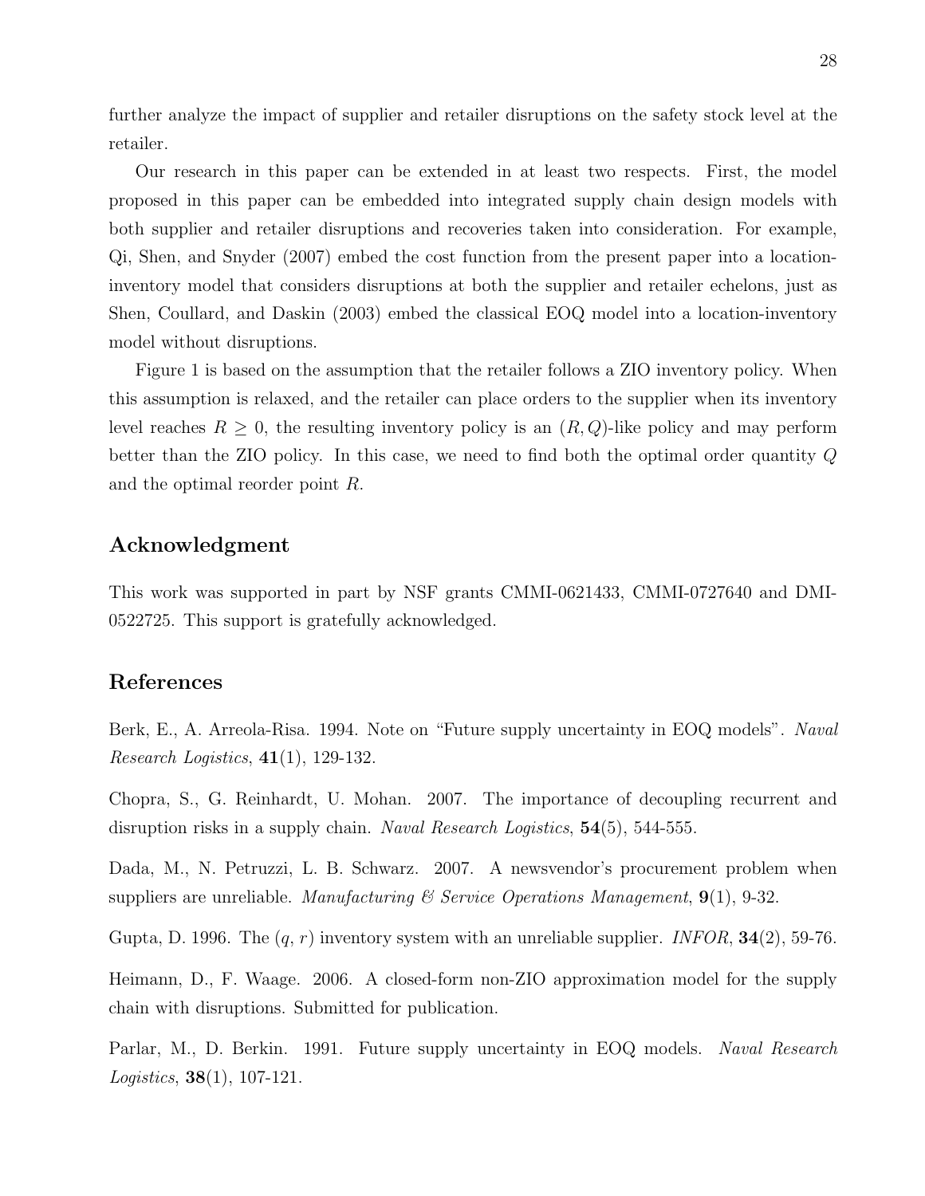further analyze the impact of supplier and retailer disruptions on the safety stock level at the retailer.

Our research in this paper can be extended in at least two respects. First, the model proposed in this paper can be embedded into integrated supply chain design models with both supplier and retailer disruptions and recoveries taken into consideration. For example, Qi, Shen, and Snyder (2007) embed the cost function from the present paper into a location-inventory model that considers disruptions at both the supplier and retailer echelons, just as Shen, Coullard, and Daskin (2003) embed the classical EOQ model into a location-inventory model without disruptions.

Figure 1 is based on the assumption that the retailer follows a ZIO inventory policy. When this assumption is relaxed, and the retailer can place orders to the supplier when its inventory level reaches $R \geq 0$, the resulting inventory policy is an $(R, Q)$-like policy and may perform better than the ZIO policy. In this case, we need to find both the optimal order quantity $Q$ and the optimal reorder point $R$.

## Acknowledgment

This work was supported in part by NSF grants CMMI-0621433, CMMI-0727640 and DMI-0522725. This support is gratefully acknowledged.

## References

Berk, E., A. Arreola-Risa. 1994. Note on "Future supply uncertainty in EOQ models". *Naval Research Logistics*, **41**(1), 129-132.

Chopra, S., G. Reinhardt, U. Mohan. 2007. The importance of decoupling recurrent and disruption risks in a supply chain. *Naval Research Logistics*, **54**(5), 544-555.

Dada, M., N. Petruzzi, L. B. Schwarz. 2007. A newsvendor's procurement problem when suppliers are unreliable. *Manufacturing & Service Operations Management*, **9**(1), 9-32.

Gupta, D. 1996. The $(q, r)$ inventory system with an unreliable supplier. *INFOR*, **34**(2), 59-76.

Heimann, D., F. Waage. 2006. A closed-form non-ZIO approximation model for the supply chain with disruptions. Submitted for publication.

Parlar, M., D. Berkin. 1991. Future supply uncertainty in EOQ models. *Naval Research Logistics*, **38**(1), 107-121.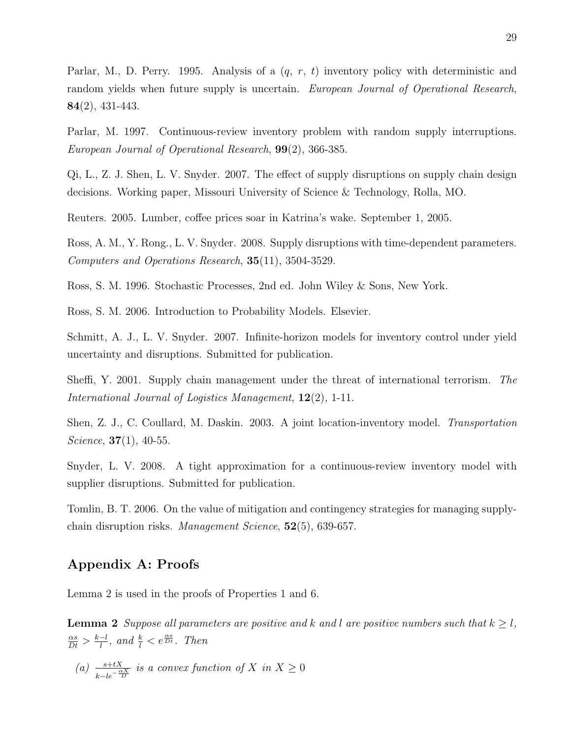Parlar, M., D. Perry. 1995. Analysis of a ($q$, $r$, $t$) inventory policy with deterministic and random yields when future supply is uncertain. *European Journal of Operational Research*, **84**(2), 431-443.

Parlar, M. 1997. Continuous-review inventory problem with random supply interruptions. *European Journal of Operational Research*, **99**(2), 366-385.

Qi, L., Z. J. Shen, L. V. Snyder. 2007. The effect of supply disruptions on supply chain design decisions. Working paper, Missouri University of Science & Technology, Rolla, MO.

Reuters. 2005. Lumber, coffee prices soar in Katrina's wake. September 1, 2005.

Ross, A. M., Y. Rong., L. V. Snyder. 2008. Supply disruptions with time-dependent parameters. *Computers and Operations Research*, **35**(11), 3504-3529.

Ross, S. M. 1996. Stochastic Processes, 2nd ed. John Wiley & Sons, New York.

Ross, S. M. 2006. Introduction to Probability Models. Elsevier.

Schmitt, A. J., L. V. Snyder. 2007. Infinite-horizon models for inventory control under yield uncertainty and disruptions. Submitted for publication.

Sheffi, Y. 2001. Supply chain management under the threat of international terrorism. *The International Journal of Logistics Management*, **12**(2), 1-11.

Shen, Z. J., C. Coullard, M. Daskin. 2003. A joint location-inventory model. *Transportation Science*, **37**(1), 40-55.

Snyder, L. V. 2008. A tight approximation for a continuous-review inventory model with supplier disruptions. Submitted for publication.

Tomlin, B. T. 2006. On the value of mitigation and contingency strategies for managing supply-chain disruption risks. *Management Science*, **52**(5), 639-657.

## Appendix A: Proofs

Lemma 2 is used in the proofs of Properties 1 and 6.

**Lemma 2** *Suppose all parameters are positive and $k$ and $l$ are positive numbers such that $k \geq l$, $\frac{\alpha s}{Dt} > \frac{k-l}{l}$, and $\frac{k}{l} < e^{\frac{\alpha s}{Dt}}$. Then*

*(a) $\frac{s+tX}{k-le^{-\frac{\alpha X}{D}}}$ is a convex function of $X$ in $X \geq 0$*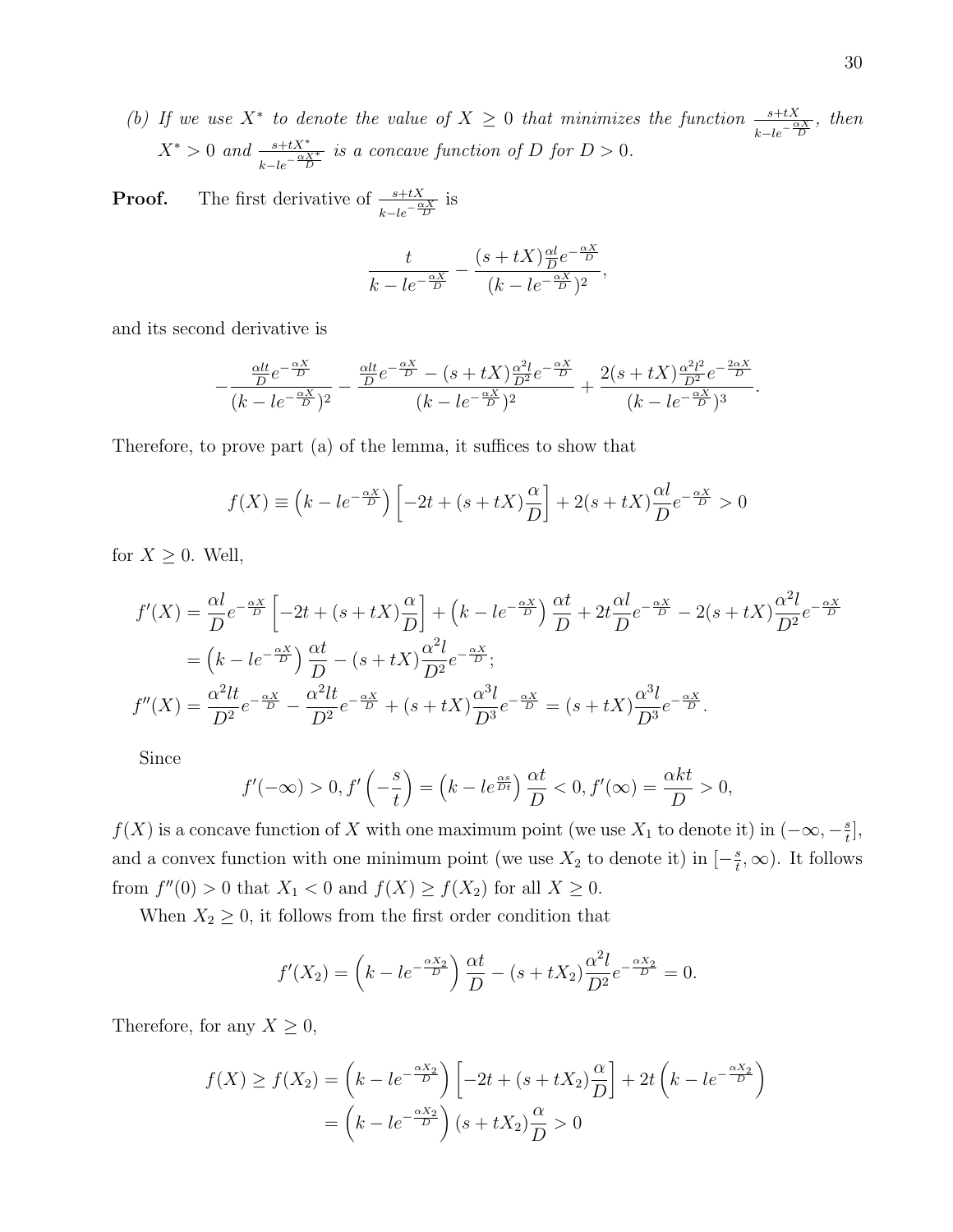*(b) If we use $X^*$ to denote the value of $X \geq 0$ that minimizes the function $\frac{s+tX}{k-le^{-\frac{\alpha X}{D}}}$, then $X^* > 0$ and $\frac{s+tX^*}{k-le^{-\frac{\alpha X^*}{D}}}$ is a concave function of $D$ for $D > 0$.*

**Proof.** The first derivative of $\frac{s+tX}{k-le^{-\frac{\alpha X}{D}}}$ is

$$\frac{t}{k-le^{-\frac{\alpha X}{D}}} - \frac{(s+tX)\frac{\alpha l}{D}e^{-\frac{\alpha X}{D}}}{(k-le^{-\frac{\alpha X}{D}})^2},$$

and its second derivative is

$$-\frac{\frac{\alpha lt}{D}e^{-\frac{\alpha X}{D}}}{(k-le^{-\frac{\alpha X}{D}})^2} - \frac{\frac{\alpha lt}{D}e^{-\frac{\alpha X}{D}} - (s+tX)\frac{\alpha^2 l}{D^2}e^{-\frac{\alpha X}{D}}}{(k-le^{-\frac{\alpha X}{D}})^2} + \frac{2(s+tX)\frac{\alpha^2 l^2}{D^2}e^{-\frac{2\alpha X}{D}}}{(k-le^{-\frac{\alpha X}{D}})^3}.$$

Therefore, to prove part (a) of the lemma, it suffices to show that

$$f(X) \equiv \left(k-le^{-\frac{\alpha X}{D}}\right)\left[-2t+(s+tX)\frac{\alpha}{D}\right] + 2(s+tX)\frac{\alpha l}{D}e^{-\frac{\alpha X}{D}} > 0$$

for $X \geq 0$. Well,

$$\begin{aligned}
f'(X) &= \frac{\alpha l}{D}e^{-\frac{\alpha X}{D}}\left[-2t+(s+tX)\frac{\alpha}{D}\right] + \left(k-le^{-\frac{\alpha X}{D}}\right)\frac{\alpha t}{D} + 2t\frac{\alpha l}{D}e^{-\frac{\alpha X}{D}} - 2(s+tX)\frac{\alpha^2 l}{D^2}e^{-\frac{\alpha X}{D}} \\
&= \left(k-le^{-\frac{\alpha X}{D}}\right)\frac{\alpha t}{D} - (s+tX)\frac{\alpha^2 l}{D^2}e^{-\frac{\alpha X}{D}}; \\
f''(X) &= \frac{\alpha^2 lt}{D^2}e^{-\frac{\alpha X}{D}} - \frac{\alpha^2 lt}{D^2}e^{-\frac{\alpha X}{D}} + (s+tX)\frac{\alpha^3 l}{D^3}e^{-\frac{\alpha X}{D}} = (s+tX)\frac{\alpha^3 l}{D^3}e^{-\frac{\alpha X}{D}}.
\end{aligned}$$

Since

$$f'(-\infty) > 0, f'\left(-\frac{s}{t}\right) = \left(k-le^{\frac{\alpha s}{Dt}}\right)\frac{\alpha t}{D} < 0, f'(\infty) = \frac{\alpha kt}{D} > 0,$$

$f(X)$ is a concave function of $X$ with one maximum point (we use $X_1$ to denote it) in $(-\infty, -\frac{s}{t}]$, and a convex function with one minimum point (we use $X_2$ to denote it) in $[-\frac{s}{t}, \infty)$. It follows from $f''(0) > 0$ that $X_1 < 0$ and $f(X) \geq f(X_2)$ for all $X \geq 0$.

When $X_2 \geq 0$, it follows from the first order condition that

$$f'(X_2) = \left(k-le^{-\frac{\alpha X_2}{D}}\right)\frac{\alpha t}{D} - (s+tX_2)\frac{\alpha^2 l}{D^2}e^{-\frac{\alpha X_2}{D}} = 0.$$

Therefore, for any $X \geq 0$,

$$\begin{aligned}
f(X) \geq f(X_2) &= \left(k-le^{-\frac{\alpha X_2}{D}}\right)\left[-2t+(s+tX_2)\frac{\alpha}{D}\right] + 2t\left(k-le^{-\frac{\alpha X_2}{D}}\right) \\
&= \left(k-le^{-\frac{\alpha X_2}{D}}\right)(s+tX_2)\frac{\alpha}{D} > 0
\end{aligned}$$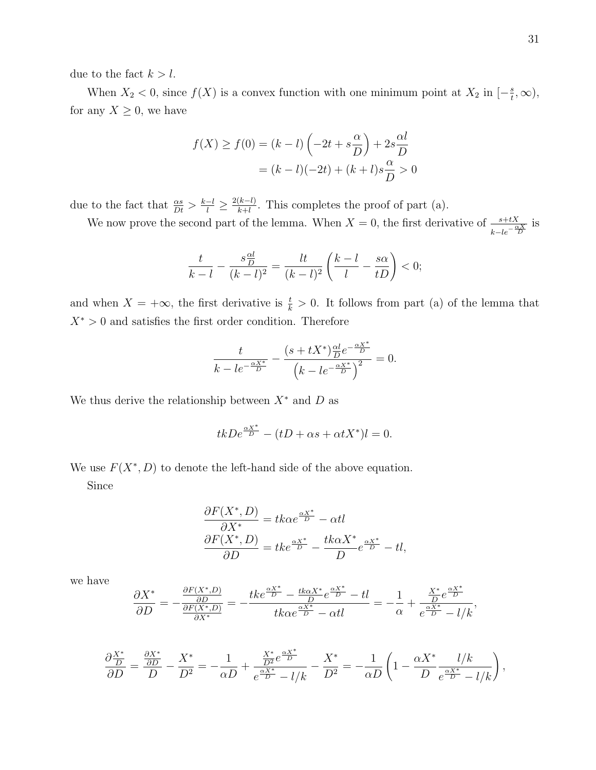due to the fact $k > l$.

When $X_2 < 0$, since $f(X)$ is a convex function with one minimum point at $X_2$ in $[-\frac{s}{t}, \infty)$, for any $X \geq 0$, we have

$$
\begin{aligned}
f(X) \geq f(0) &= (k-l)\left(-2t + s\frac{\alpha}{D}\right) + 2s\frac{\alpha l}{D} \\
&= (k-l)(-2t) + (k+l)s\frac{\alpha}{D} > 0
\end{aligned}
$$

due to the fact that $\frac{\alpha s}{Dt} > \frac{k-l}{l} \geq \frac{2(k-l)}{k+l}$. This completes the proof of part (a).

We now prove the second part of the lemma. When $X = 0$, the first derivative of $\frac{s+tX}{k-le^{-\frac{\alpha X}{D}}}$ is

$$
\frac{t}{k-l} - \frac{s\frac{\alpha l}{D}}{(k-l)^2} = \frac{lt}{(k-l)^2}\left(\frac{k-l}{l} - \frac{s\alpha}{tD}\right) < 0;
$$

and when $X = +\infty$, the first derivative is $\frac{t}{k} > 0$. It follows from part (a) of the lemma that $X^* > 0$ and satisfies the first order condition. Therefore

$$
\frac{t}{k-le^{-\frac{\alpha X^*}{D}}} - \frac{(s+tX^*)\frac{\alpha l}{D}e^{-\frac{\alpha X^*}{D}}}{\left(k-le^{-\frac{\alpha X^*}{D}}\right)^2} = 0.
$$

We thus derive the relationship between $X^*$ and $D$ as

$$
tkDe^{\frac{\alpha X^*}{D}} - (tD + \alpha s + \alpha t X^*)l = 0.
$$

We use $F(X^*, D)$ to denote the left-hand side of the above equation.

Since

$$
\begin{aligned}
\frac{\partial F(X^*, D)}{\partial X^*} &= tk\alpha e^{\frac{\alpha X^*}{D}} - \alpha t l \\
\frac{\partial F(X^*, D)}{\partial D} &= tke^{\frac{\alpha X^*}{D}} - \frac{tk\alpha X^*}{D}e^{\frac{\alpha X^*}{D}} - tl,
\end{aligned}
$$

we have

$$
\frac{\partial X^*}{\partial D} = -\frac{\frac{\partial F(X^*,D)}{\partial D}}{\frac{\partial F(X^*,D)}{\partial X^*}} = -\frac{tke^{\frac{\alpha X^*}{D}} - \frac{tk\alpha X^*}{D}e^{\frac{\alpha X^*}{D}} - tl}{tk\alpha e^{\frac{\alpha X^*}{D}} - \alpha t l} = -\frac{1}{\alpha} + \frac{\frac{X^*}{D}e^{\frac{\alpha X^*}{D}}}{e^{\frac{\alpha X^*}{D}} - l/k},
$$

$$
\frac{\partial \frac{X^*}{D}}{\partial D} = \frac{\frac{\partial X^*}{\partial D}}{D} - \frac{X^*}{D^2} = -\frac{1}{\alpha D} + \frac{\frac{X^*}{D^2}e^{\frac{\alpha X^*}{D}}}{e^{\frac{\alpha X^*}{D}} - l/k} - \frac{X^*}{D^2} = -\frac{1}{\alpha D}\left(1 - \frac{\alpha X^*}{D}\frac{l/k}{e^{\frac{\alpha X^*}{D}} - l/k}\right),
$$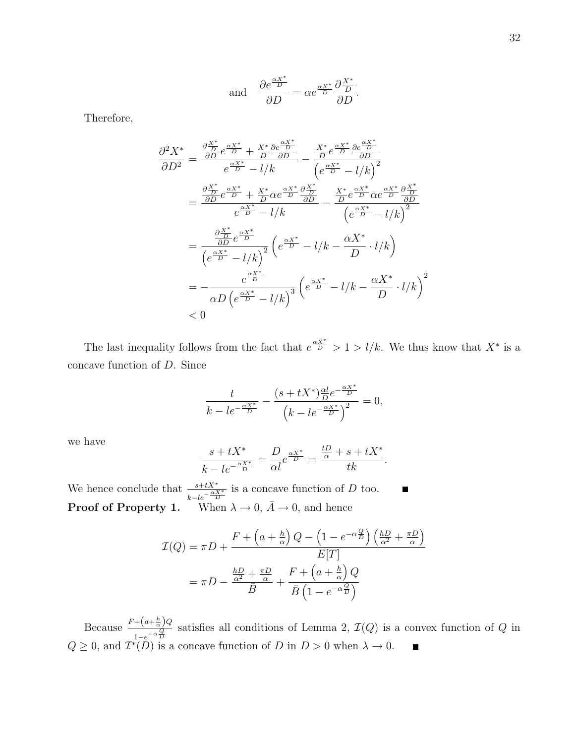$$\text{and} \quad \frac{\partial e^{\frac{\alpha X^*}{D}}}{\partial D} = \alpha e^{\frac{\alpha X^*}{D}} \frac{\partial \frac{X^*}{D}}{\partial D}.$$

Therefore,

$$\begin{aligned}
\frac{\partial^2 X^*}{\partial D^2} &= \frac{\frac{\partial \frac{X^*}{D}}{\partial D} e^{\frac{\alpha X^*}{D}} + \frac{X^*}{D} \frac{\partial e^{\frac{\alpha X^*}{D}}}{\partial D}}{e^{\frac{\alpha X^*}{D}} - l/k} - \frac{\frac{X^*}{D} e^{\frac{\alpha X^*}{D}} \frac{\partial e^{\frac{\alpha X^*}{D}}}{\partial D}}{\left(e^{\frac{\alpha X^*}{D}} - l/k\right)^2} \\
&= \frac{\frac{\partial \frac{X^*}{D}}{\partial D} e^{\frac{\alpha X^*}{D}} + \frac{X^*}{D} \alpha e^{\frac{\alpha X^*}{D}} \frac{\partial \frac{X^*}{D}}{\partial D}}{e^{\frac{\alpha X^*}{D}} - l/k} - \frac{\frac{X^*}{D} e^{\frac{\alpha X^*}{D}} \alpha e^{\frac{\alpha X^*}{D}} \frac{\partial \frac{X^*}{D}}{\partial D}}{\left(e^{\frac{\alpha X^*}{D}} - l/k\right)^2} \\
&= \frac{\frac{\partial \frac{X^*}{D}}{\partial D} e^{\frac{\alpha X^*}{D}}}{\left(e^{\frac{\alpha X^*}{D}} - l/k\right)^2} \left(e^{\frac{\alpha X^*}{D}} - l/k - \frac{\alpha X^*}{D} \cdot l/k\right) \\
&= -\frac{e^{\frac{\alpha X^*}{D}}}{\alpha D \left(e^{\frac{\alpha X^*}{D}} - l/k\right)^3} \left(e^{\frac{\alpha X^*}{D}} - l/k - \frac{\alpha X^*}{D} \cdot l/k\right)^2 \\
&< 0
\end{aligned}$$

The last inequality follows from the fact that $e^{\frac{\alpha X^*}{D}} > 1 > l/k$. We thus know that $X^*$ is a concave function of $D$. Since

$$\frac{t}{k - le^{-\frac{\alpha X^*}{D}}} - \frac{(s + tX^*) \frac{\alpha l}{D} e^{-\frac{\alpha X^*}{D}}}{\left(k - le^{-\frac{\alpha X^*}{D}}\right)^2} = 0,$$

we have

$$\frac{s + tX^*}{k - le^{-\frac{\alpha X^*}{D}}} = \frac{D}{\alpha l} e^{\frac{\alpha X^*}{D}} = \frac{\frac{tD}{\alpha} + s + tX^*}{tk}.$$

We hence conclude that $\frac{s+tX^*}{k-le^{-\frac{\alpha X^*}{D}}}$ is a concave function of $D$ too. ■

**Proof of Property 1.** When $\lambda \to 0$, $\bar{A} \to 0$, and hence

$$\begin{aligned}
\mathcal{I}(Q) &= \pi D + \frac{F + \left(a + \frac{h}{\alpha}\right) Q - \left(1 - e^{-\alpha \frac{Q}{D}}\right) \left(\frac{hD}{\alpha^2} + \frac{\pi D}{\alpha}\right)}{E[T]} \\
&= \pi D - \frac{\frac{hD}{\alpha^2} + \frac{\pi D}{\alpha}}{\bar{B}} + \frac{F + \left(a + \frac{h}{\alpha}\right) Q}{\bar{B} \left(1 - e^{-\alpha \frac{Q}{D}}\right)}
\end{aligned}$$

Because $\frac{F+\left(a+\frac{h}{\alpha}\right)Q}{1-e^{-\alpha \frac{Q}{D}}}$ satisfies all conditions of Lemma 2, $\mathcal{I}(Q)$ is a convex function of $Q$ in $Q \geq 0$, and $\mathcal{I}^*(D)$ is a concave function of $D$ in $D > 0$ when $\lambda \to 0$. ■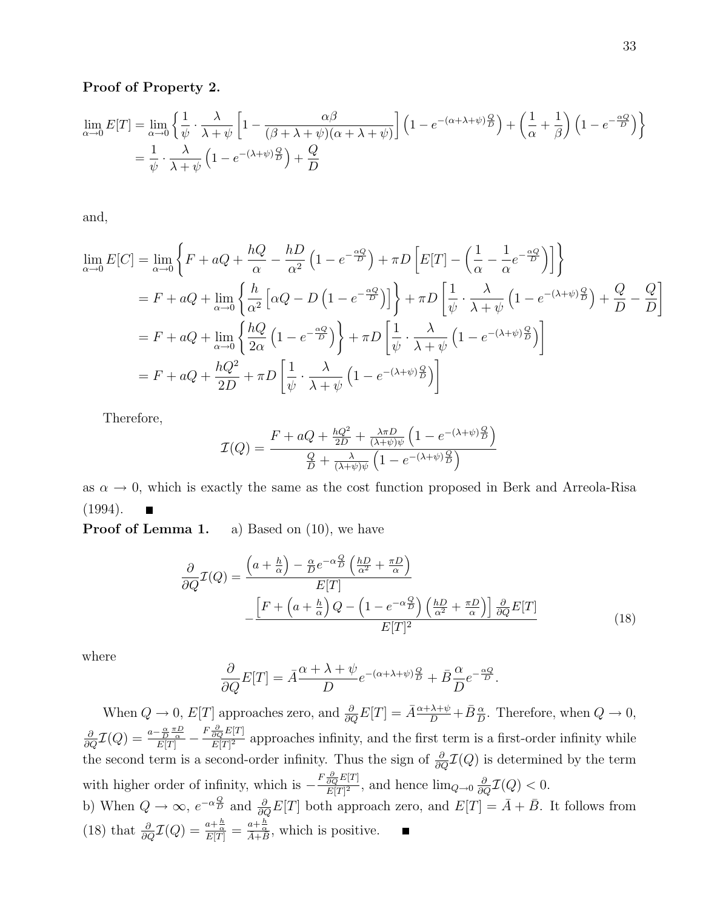**Proof of Property 2.**

$$
\begin{aligned}
\lim_{\alpha \to 0} E[T] &= \lim_{\alpha \to 0} \left\{ \frac{1}{\psi} \cdot \frac{\lambda}{\lambda + \psi} \left[ 1 - \frac{\alpha \beta}{(\beta + \lambda + \psi)(\alpha + \lambda + \psi)} \right] \left( 1 - e^{-(\alpha + \lambda + \psi)\frac{Q}{D}} \right) + \left( \frac{1}{\alpha} + \frac{1}{\beta} \right) \left( 1 - e^{-\frac{\alpha Q}{D}} \right) \right\} \\
&= \frac{1}{\psi} \cdot \frac{\lambda}{\lambda + \psi} \left( 1 - e^{-(\lambda + \psi)\frac{Q}{D}} \right) + \frac{Q}{D}
\end{aligned}
$$

and,

$$
\begin{aligned}
\lim_{\alpha \to 0} E[C] &= \lim_{\alpha \to 0} \left\{ F + aQ + \frac{hQ}{\alpha} - \frac{hD}{\alpha^2} \left( 1 - e^{-\frac{\alpha Q}{D}} \right) + \pi D \left[ E[T] - \left( \frac{1}{\alpha} - \frac{1}{\alpha} e^{-\frac{\alpha Q}{D}} \right) \right] \right\} \\
&= F + aQ + \lim_{\alpha \to 0} \left\{ \frac{h}{\alpha^2} \left[ \alpha Q - D \left( 1 - e^{-\frac{\alpha Q}{D}} \right) \right] \right\} + \pi D \left[ \frac{1}{\psi} \cdot \frac{\lambda}{\lambda + \psi} \left( 1 - e^{-(\lambda + \psi)\frac{Q}{D}} \right) + \frac{Q}{D} - \frac{Q}{D} \right] \\
&= F + aQ + \lim_{\alpha \to 0} \left\{ \frac{hQ}{2\alpha} \left( 1 - e^{-\frac{\alpha Q}{D}} \right) \right\} + \pi D \left[ \frac{1}{\psi} \cdot \frac{\lambda}{\lambda + \psi} \left( 1 - e^{-(\lambda + \psi)\frac{Q}{D}} \right) \right] \\
&= F + aQ + \frac{hQ^2}{2D} + \pi D \left[ \frac{1}{\psi} \cdot \frac{\lambda}{\lambda + \psi} \left( 1 - e^{-(\lambda + \psi)\frac{Q}{D}} \right) \right]
\end{aligned}
$$

Therefore,

$$
\mathcal{I}(Q) = \frac{F + aQ + \frac{hQ^2}{2D} + \frac{\lambda \pi D}{(\lambda + \psi)\psi} \left( 1 - e^{-(\lambda + \psi)\frac{Q}{D}} \right)}{\frac{Q}{D} + \frac{\lambda}{(\lambda + \psi)\psi} \left( 1 - e^{-(\lambda + \psi)\frac{Q}{D}} \right)}
$$

as $\alpha \to 0$, which is exactly the same as the cost function proposed in Berk and Arreola-Risa (1994). ∎

**Proof of Lemma 1.** a) Based on (10), we have

$$
\begin{aligned}
\frac{\partial}{\partial Q} \mathcal{I}(Q) = &\frac{\left( a + \frac{h}{\alpha} \right) - \frac{\alpha}{D} e^{-\alpha \frac{Q}{D}} \left( \frac{hD}{\alpha^2} + \frac{\pi D}{\alpha} \right)}{E[T]} \\
&- \frac{\left[ F + \left( a + \frac{h}{\alpha} \right) Q - \left( 1 - e^{-\alpha \frac{Q}{D}} \right) \left( \frac{hD}{\alpha^2} + \frac{\pi D}{\alpha} \right) \right] \frac{\partial}{\partial Q} E[T]}{E[T]^2}
\end{aligned}
\tag{18}
$$

where

$$
\frac{\partial}{\partial Q} E[T] = \bar{A} \frac{\alpha + \lambda + \psi}{D} e^{-(\alpha + \lambda + \psi)\frac{Q}{D}} + \bar{B} \frac{\alpha}{D} e^{-\frac{\alpha Q}{D}}.
$$

When $Q \to 0$, $E[T]$ approaches zero, and $\frac{\partial}{\partial Q} E[T] = \bar{A} \frac{\alpha + \lambda + \psi}{D} + \bar{B} \frac{\alpha}{D}$. Therefore, when $Q \to 0$, $\frac{\partial}{\partial Q} \mathcal{I}(Q) = \frac{a - \frac{\alpha}{D} \frac{\pi D}{\alpha}}{E[T]} - \frac{F \frac{\partial}{\partial Q} E[T]}{E[T]^2}$ approaches infinity, and the first term is a first-order infinity while the second term is a second-order infinity. Thus the sign of $\frac{\partial}{\partial Q} \mathcal{I}(Q)$ is determined by the term with higher order of infinity, which is $-\frac{F \frac{\partial}{\partial Q} E[T]}{E[T]^2}$, and hence $\lim_{Q \to 0} \frac{\partial}{\partial Q} \mathcal{I}(Q) < 0$.

b) When $Q \to \infty$, $e^{-\alpha \frac{Q}{D}}$ and $\frac{\partial}{\partial Q} E[T]$ both approach zero, and $E[T] = \bar{A} + \bar{B}$. It follows from (18) that $\frac{\partial}{\partial Q} \mathcal{I}(Q) = \frac{a + \frac{h}{\alpha}}{E[T]} = \frac{a + \frac{h}{\alpha}}{\bar{A} + \bar{B}}$, which is positive. ∎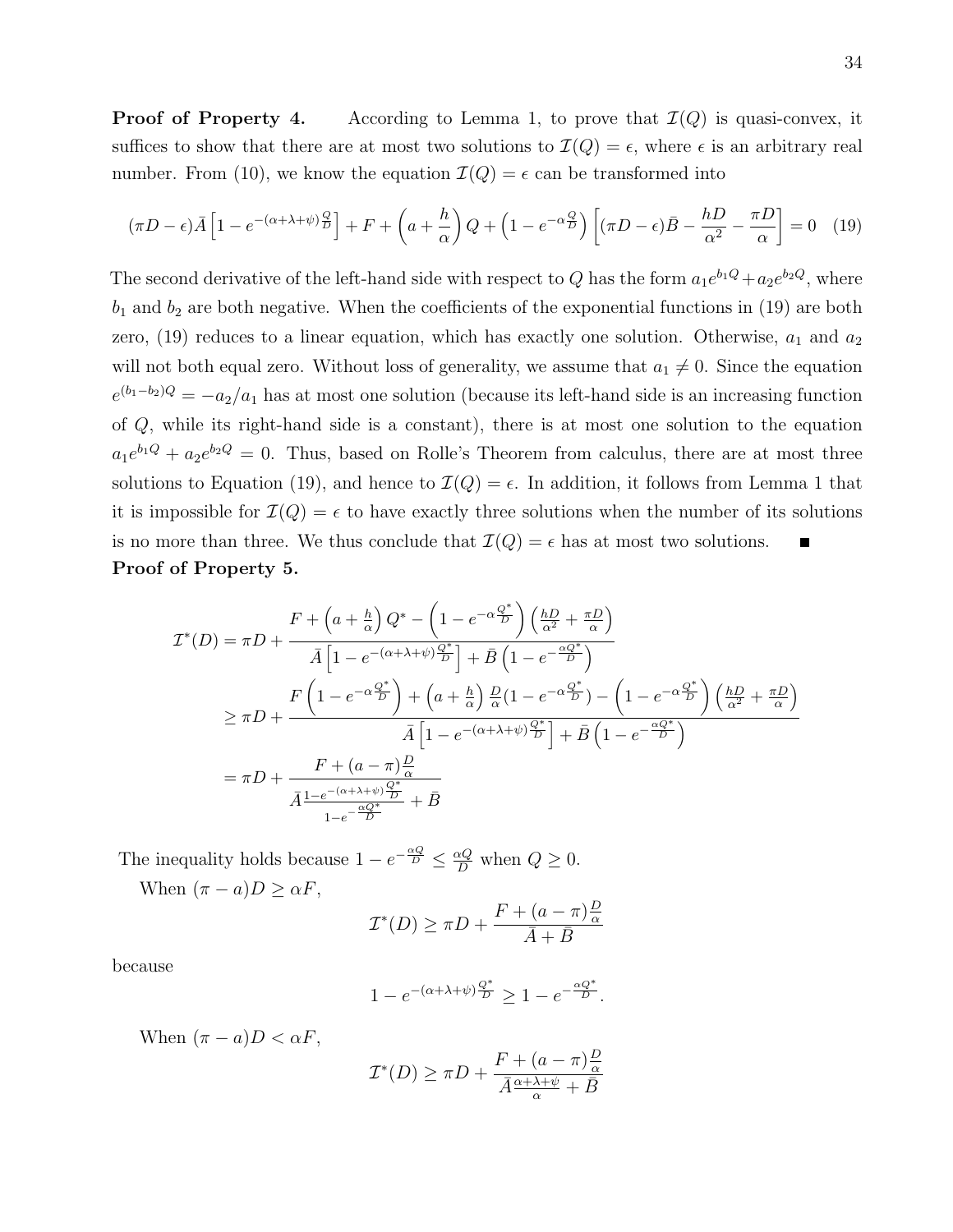**Proof of Property 4.** According to Lemma 1, to prove that $\mathcal{I}(Q)$ is quasi-convex, it suffices to show that there are at most two solutions to $\mathcal{I}(Q) = \epsilon$, where $\epsilon$ is an arbitrary real number. From (10), we know the equation $\mathcal{I}(Q) = \epsilon$ can be transformed into

$$(\pi D - \epsilon)\bar{A}\left[1 - e^{-(\alpha+\lambda+\psi)\frac{Q}{D}}\right] + F + \left(a + \frac{h}{\alpha}\right)Q + \left(1 - e^{-\alpha\frac{Q}{D}}\right)\left[(\pi D - \epsilon)\bar{B} - \frac{hD}{\alpha^2} - \frac{\pi D}{\alpha}\right] = 0 \quad (19)$$

The second derivative of the left-hand side with respect to $Q$ has the form $a_1 e^{b_1 Q} + a_2 e^{b_2 Q}$, where $b_1$ and $b_2$ are both negative. When the coefficients of the exponential functions in (19) are both zero, (19) reduces to a linear equation, which has exactly one solution. Otherwise, $a_1$ and $a_2$ will not both equal zero. Without loss of generality, we assume that $a_1 \neq 0$. Since the equation $e^{(b_1 - b_2)Q} = -a_2/a_1$ has at most one solution (because its left-hand side is an increasing function of $Q$, while its right-hand side is a constant), there is at most one solution to the equation $a_1 e^{b_1 Q} + a_2 e^{b_2 Q} = 0$. Thus, based on Rolle's Theorem from calculus, there are at most three solutions to Equation (19), and hence to $\mathcal{I}(Q) = \epsilon$. In addition, it follows from Lemma 1 that it is impossible for $\mathcal{I}(Q) = \epsilon$ to have exactly three solutions when the number of its solutions is no more than three. We thus conclude that $\mathcal{I}(Q) = \epsilon$ has at most two solutions. ■

**Proof of Property 5.**

$$\begin{aligned}
\mathcal{I}^*(D) &= \pi D + \frac{F + \left(a + \frac{h}{\alpha}\right)Q^* - \left(1 - e^{-\alpha\frac{Q^*}{D}}\right)\left(\frac{hD}{\alpha^2} + \frac{\pi D}{\alpha}\right)}{\bar{A}\left[1 - e^{-(\alpha+\lambda+\psi)\frac{Q^*}{D}}\right] + \bar{B}\left(1 - e^{-\frac{\alpha Q^*}{D}}\right)} \\
&\geq \pi D + \frac{F\left(1 - e^{-\alpha\frac{Q^*}{D}}\right) + \left(a + \frac{h}{\alpha}\right)\frac{D}{\alpha}(1 - e^{-\alpha\frac{Q^*}{D}}) - \left(1 - e^{-\alpha\frac{Q^*}{D}}\right)\left(\frac{hD}{\alpha^2} + \frac{\pi D}{\alpha}\right)}{\bar{A}\left[1 - e^{-(\alpha+\lambda+\psi)\frac{Q^*}{D}}\right] + \bar{B}\left(1 - e^{-\frac{\alpha Q^*}{D}}\right)} \\
&= \pi D + \frac{F + (a - \pi)\frac{D}{\alpha}}{\bar{A}\frac{1 - e^{-(\alpha+\lambda+\psi)\frac{Q^*}{D}}}{1 - e^{-\frac{\alpha Q^*}{D}}} + \bar{B}}
\end{aligned}$$

The inequality holds because $1 - e^{-\frac{\alpha Q}{D}} \leq \frac{\alpha Q}{D}$ when $Q \geq 0$.

When $(\pi - a)D \geq \alpha F$,

$$\mathcal{I}^*(D) \geq \pi D + \frac{F + (a - \pi)\frac{D}{\alpha}}{\bar{A} + \bar{B}}$$

because

$$1 - e^{-(\alpha+\lambda+\psi)\frac{Q^*}{D}} \geq 1 - e^{-\frac{\alpha Q^*}{D}}.$$

When $(\pi - a)D < \alpha F$,

$$\mathcal{I}^*(D) \geq \pi D + \frac{F + (a - \pi)\frac{D}{\alpha}}{\bar{A}\frac{\alpha+\lambda+\psi}{\alpha} + \bar{B}}$$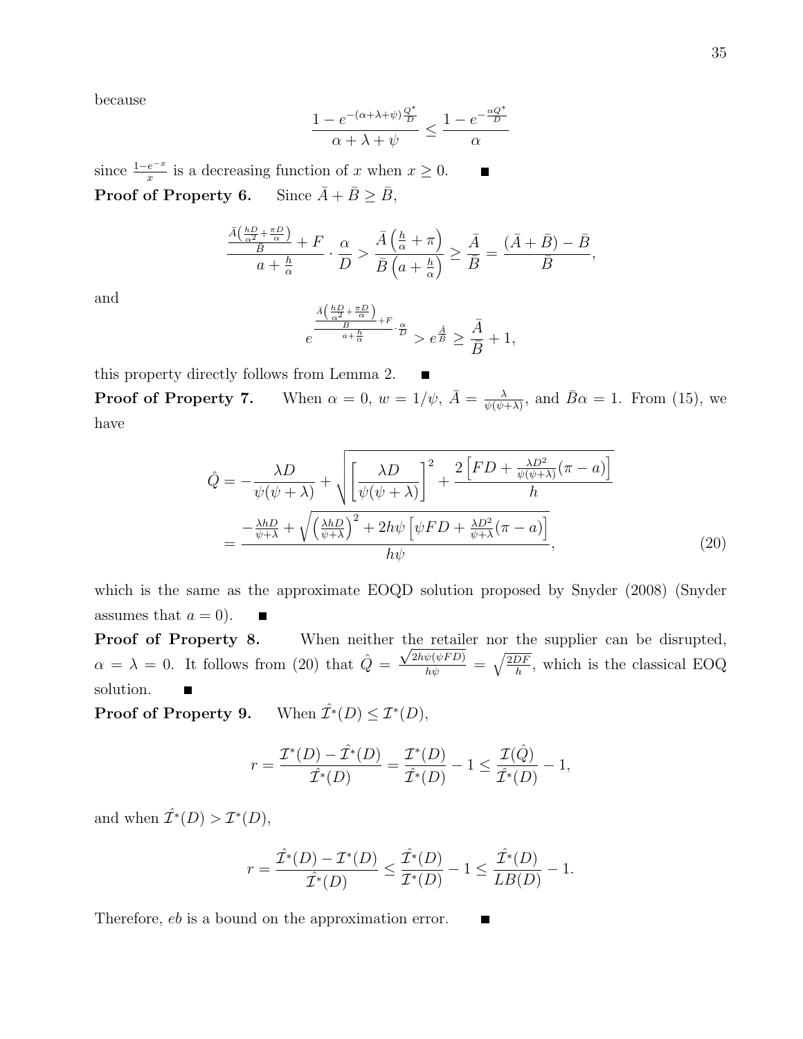because

$$\frac{1 - e^{-(\alpha+\lambda+\psi)\frac{Q^*}{D}}}{\alpha+\lambda+\psi} \leq \frac{1 - e^{-\frac{\alpha Q^*}{D}}}{\alpha}$$

since $\frac{1-e^{-x}}{x}$ is a decreasing function of $x$ when $x \geq 0$. ■

**Proof of Property 6.** Since $\bar{A} + \bar{B} \geq \bar{B}$,

$$\frac{\frac{\bar{A}\left(\frac{hD}{\alpha^2}+\frac{\pi D}{\alpha}\right)}{\bar{B}} + F}{a + \frac{h}{\alpha}} \cdot \frac{\alpha}{D} > \frac{\bar{A}\left(\frac{h}{\alpha}+\pi\right)}{\bar{B}\left(a+\frac{h}{\alpha}\right)} \geq \frac{\bar{A}}{\bar{B}} = \frac{(\bar{A}+\bar{B})-\bar{B}}{\bar{B}},$$

and

$$e^{\frac{\frac{\bar{A}\left(\frac{hD}{\alpha^2}+\frac{\pi D}{\alpha}\right)}{\bar{B}}+F}{a+\frac{h}{\alpha}}\cdot\frac{\alpha}{D}} > e^{\frac{\bar{A}}{\bar{B}}} \geq \frac{\bar{A}}{\bar{B}} + 1,$$

this property directly follows from Lemma 2. ■

**Proof of Property 7.** When $\alpha = 0$, $w = 1/\psi$, $\bar{A} = \frac{\lambda}{\psi(\psi+\lambda)}$, and $\bar{B}\alpha = 1$. From (15), we have

$$\begin{aligned}
\hat{Q} &= -\frac{\lambda D}{\psi(\psi+\lambda)} + \sqrt{\left[\frac{\lambda D}{\psi(\psi+\lambda)}\right]^2 + \frac{2\left[FD + \frac{\lambda D^2}{\psi(\psi+\lambda)}(\pi - a)\right]}{h}} \\
&= \frac{-\frac{\lambda hD}{\psi+\lambda} + \sqrt{\left(\frac{\lambda hD}{\psi+\lambda}\right)^2 + 2h\psi\left[\psi FD + \frac{\lambda D^2}{\psi+\lambda}(\pi - a)\right]}}{h\psi},
\end{aligned} \tag{20}$$

which is the same as the approximate EOQD solution proposed by Snyder (2008) (Snyder assumes that $a = 0$). ■

**Proof of Property 8.** When neither the retailer nor the supplier can be disrupted, $\alpha = \lambda = 0$. It follows from (20) that $\hat{Q} = \frac{\sqrt{2h\psi(\psi FD)}}{h\psi} = \sqrt{\frac{2DF}{h}}$, which is the classical EOQ solution. ■

**Proof of Property 9.** When $\hat{\mathcal{I}}^*(D) \leq \mathcal{I}^*(D)$,

$$r = \frac{\mathcal{I}^*(D) - \hat{\mathcal{I}}^*(D)}{\hat{\mathcal{I}}^*(D)} = \frac{\mathcal{I}^*(D)}{\hat{\mathcal{I}}^*(D)} - 1 \leq \frac{\mathcal{I}(\hat{Q})}{\hat{\mathcal{I}}^*(D)} - 1,$$

and when $\hat{\mathcal{I}}^*(D) > \mathcal{I}^*(D)$,

$$r = \frac{\hat{\mathcal{I}}^*(D) - \mathcal{I}^*(D)}{\hat{\mathcal{I}}^*(D)} \leq \frac{\hat{\mathcal{I}}^*(D)}{\mathcal{I}^*(D)} - 1 \leq \frac{\hat{\mathcal{I}}^*(D)}{LB(D)} - 1.$$

Therefore, $eb$ is a bound on the approximation error. ■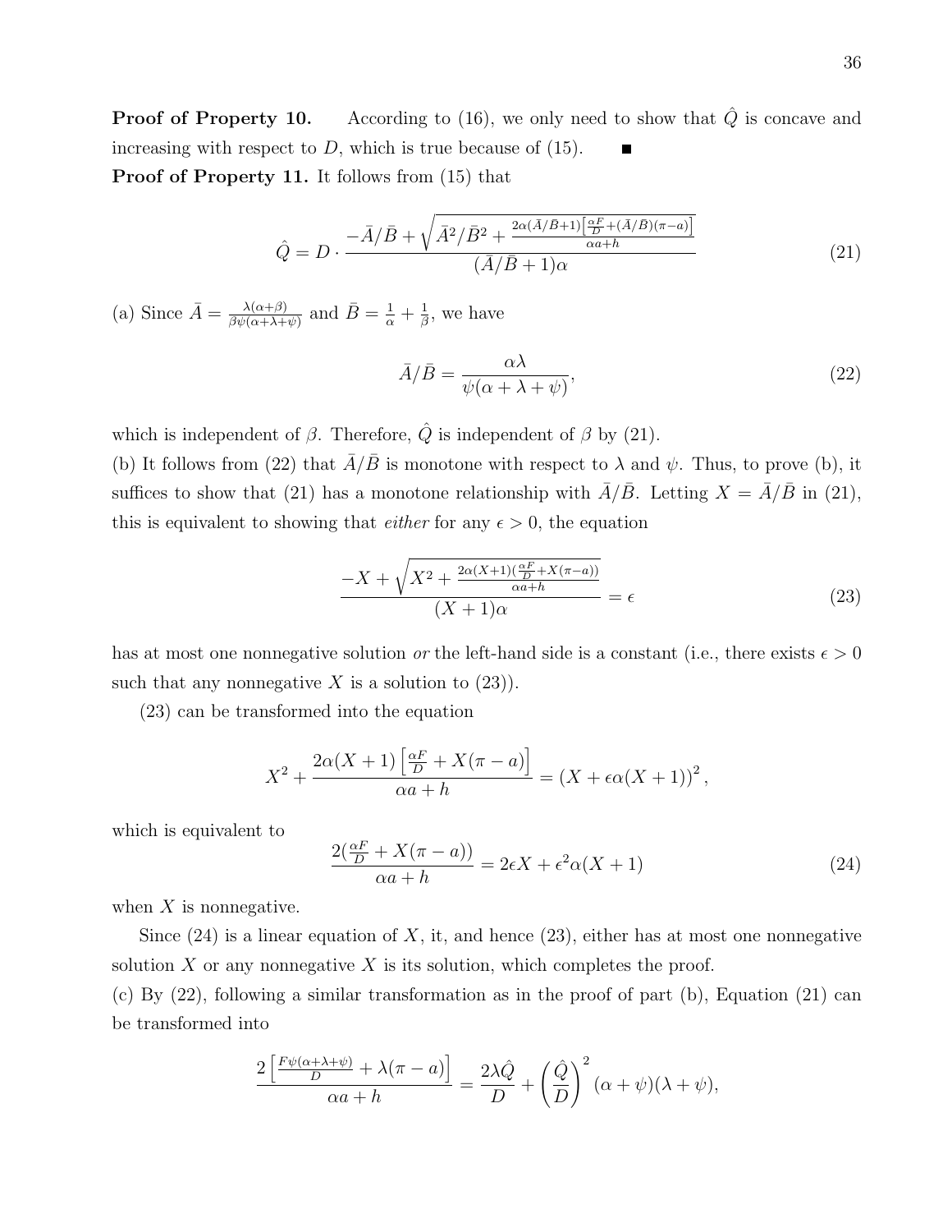**Proof of Property 10.** According to (16), we only need to show that $\hat{Q}$ is concave and increasing with respect to $D$, which is true because of (15). ■

**Proof of Property 11.** It follows from (15) that

$$\hat{Q} = D \cdot \frac{-\bar{A}/\bar{B} + \sqrt{\bar{A}^2/\bar{B}^2 + \frac{2\alpha(\bar{A}/\bar{B}+1)\left[\frac{\alpha F}{D} + (\bar{A}/\bar{B})(\pi - a)\right]}{\alpha a + h}}}{(\bar{A}/\bar{B}+1)\alpha} \tag{21}$$

(a) Since $\bar{A} = \frac{\lambda(\alpha+\beta)}{\beta\psi(\alpha+\lambda+\psi)}$ and $\bar{B} = \frac{1}{\alpha} + \frac{1}{\beta}$, we have

$$\bar{A}/\bar{B} = \frac{\alpha\lambda}{\psi(\alpha+\lambda+\psi)}, \tag{22}$$

which is independent of $\beta$. Therefore, $\hat{Q}$ is independent of $\beta$ by (21).

(b) It follows from (22) that $\bar{A}/\bar{B}$ is monotone with respect to $\lambda$ and $\psi$. Thus, to prove (b), it suffices to show that (21) has a monotone relationship with $\bar{A}/\bar{B}$. Letting $X = \bar{A}/\bar{B}$ in (21), this is equivalent to showing that *either* for any $\epsilon > 0$, the equation

$$\frac{-X + \sqrt{X^2 + \frac{2\alpha(X+1)(\frac{\alpha F}{D} + X(\pi - a))}{\alpha a + h}}}{(X+1)\alpha} = \epsilon \tag{23}$$

has at most one nonnegative solution *or* the left-hand side is a constant (i.e., there exists $\epsilon > 0$ such that any nonnegative $X$ is a solution to (23)).

(23) can be transformed into the equation

$$X^2 + \frac{2\alpha(X+1)\left[\frac{\alpha F}{D} + X(\pi - a)\right]}{\alpha a + h} = \left(X + \epsilon\alpha(X+1)\right)^2,$$

which is equivalent to

$$\frac{2(\frac{\alpha F}{D} + X(\pi - a))}{\alpha a + h} = 2\epsilon X + \epsilon^2\alpha(X+1) \tag{24}$$

when $X$ is nonnegative.

Since (24) is a linear equation of $X$, it, and hence (23), either has at most one nonnegative solution $X$ or any nonnegative $X$ is its solution, which completes the proof.

(c) By (22), following a similar transformation as in the proof of part (b), Equation (21) can be transformed into

$$\frac{2\left[\frac{F\psi(\alpha+\lambda+\psi)}{D} + \lambda(\pi - a)\right]}{\alpha a + h} = \frac{2\lambda\hat{Q}}{D} + \left(\frac{\hat{Q}}{D}\right)^2(\alpha+\psi)(\lambda+\psi),$$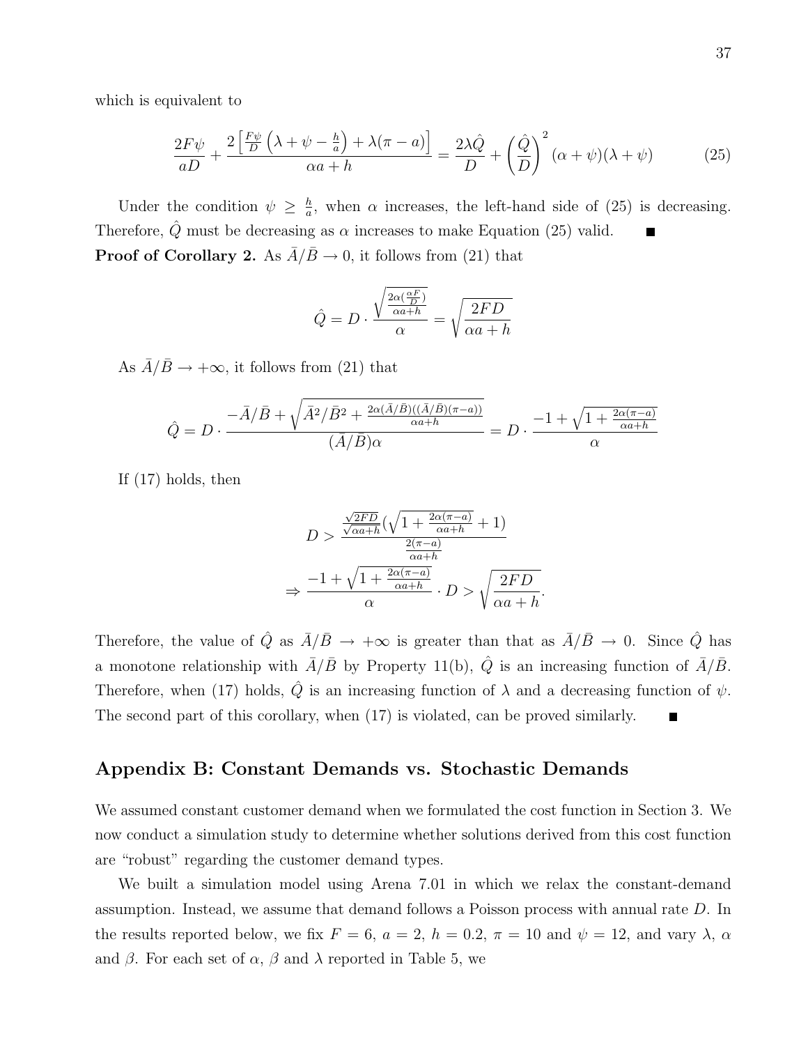which is equivalent to

$$\frac{2F\psi}{aD} + \frac{2\left[\frac{F\psi}{D}\left(\lambda + \psi - \frac{h}{a}\right) + \lambda(\pi - a)\right]}{\alpha a + h} = \frac{2\lambda \hat{Q}}{D} + \left(\frac{\hat{Q}}{D}\right)^2 (\alpha + \psi)(\lambda + \psi) \tag{25}$$

Under the condition $\psi \geq \frac{h}{a}$, when $\alpha$ increases, the left-hand side of (25) is decreasing. Therefore, $\hat{Q}$ must be decreasing as $\alpha$ increases to make Equation (25) valid. ■

**Proof of Corollary 2.** As $\bar{A}/\bar{B} \to 0$, it follows from (21) that

$$\hat{Q} = D \cdot \frac{\sqrt{\frac{2\alpha(\frac{\alpha F}{D})}{\alpha a + h}}}{\alpha} = \sqrt{\frac{2FD}{\alpha a + h}}$$

As $\bar{A}/\bar{B} \to +\infty$, it follows from (21) that

$$\hat{Q} = D \cdot \frac{-\bar{A}/\bar{B} + \sqrt{\bar{A}^2/\bar{B}^2 + \frac{2\alpha(\bar{A}/\bar{B})((\bar{A}/\bar{B})(\pi - a))}{\alpha a + h}}}{(\bar{A}/\bar{B})\alpha} = D \cdot \frac{-1 + \sqrt{1 + \frac{2\alpha(\pi - a)}{\alpha a + h}}}{\alpha}$$

If (17) holds, then

$$D > \frac{\frac{\sqrt{2FD}}{\sqrt{\alpha a + h}}\left(\sqrt{1 + \frac{2\alpha(\pi - a)}{\alpha a + h}} + 1\right)}{\frac{2(\pi - a)}{\alpha a + h}}$$

$$\Rightarrow \frac{-1 + \sqrt{1 + \frac{2\alpha(\pi - a)}{\alpha a + h}}}{\alpha} \cdot D > \sqrt{\frac{2FD}{\alpha a + h}}.$$

Therefore, the value of $\hat{Q}$ as $\bar{A}/\bar{B} \to +\infty$ is greater than that as $\bar{A}/\bar{B} \to 0$. Since $\hat{Q}$ has a monotone relationship with $\bar{A}/\bar{B}$ by Property 11(b), $\hat{Q}$ is an increasing function of $\bar{A}/\bar{B}$. Therefore, when (17) holds, $\hat{Q}$ is an increasing function of $\lambda$ and a decreasing function of $\psi$. The second part of this corollary, when (17) is violated, can be proved similarly. ■

## Appendix B: Constant Demands vs. Stochastic Demands

We assumed constant customer demand when we formulated the cost function in Section 3. We now conduct a simulation study to determine whether solutions derived from this cost function are "robust" regarding the customer demand types.

We built a simulation model using Arena 7.01 in which we relax the constant-demand assumption. Instead, we assume that demand follows a Poisson process with annual rate $D$. In the results reported below, we fix $F = 6$, $a = 2$, $h = 0.2$, $\pi = 10$ and $\psi = 12$, and vary $\lambda$, $\alpha$ and $\beta$. For each set of $\alpha$, $\beta$ and $\lambda$ reported in Table 5, we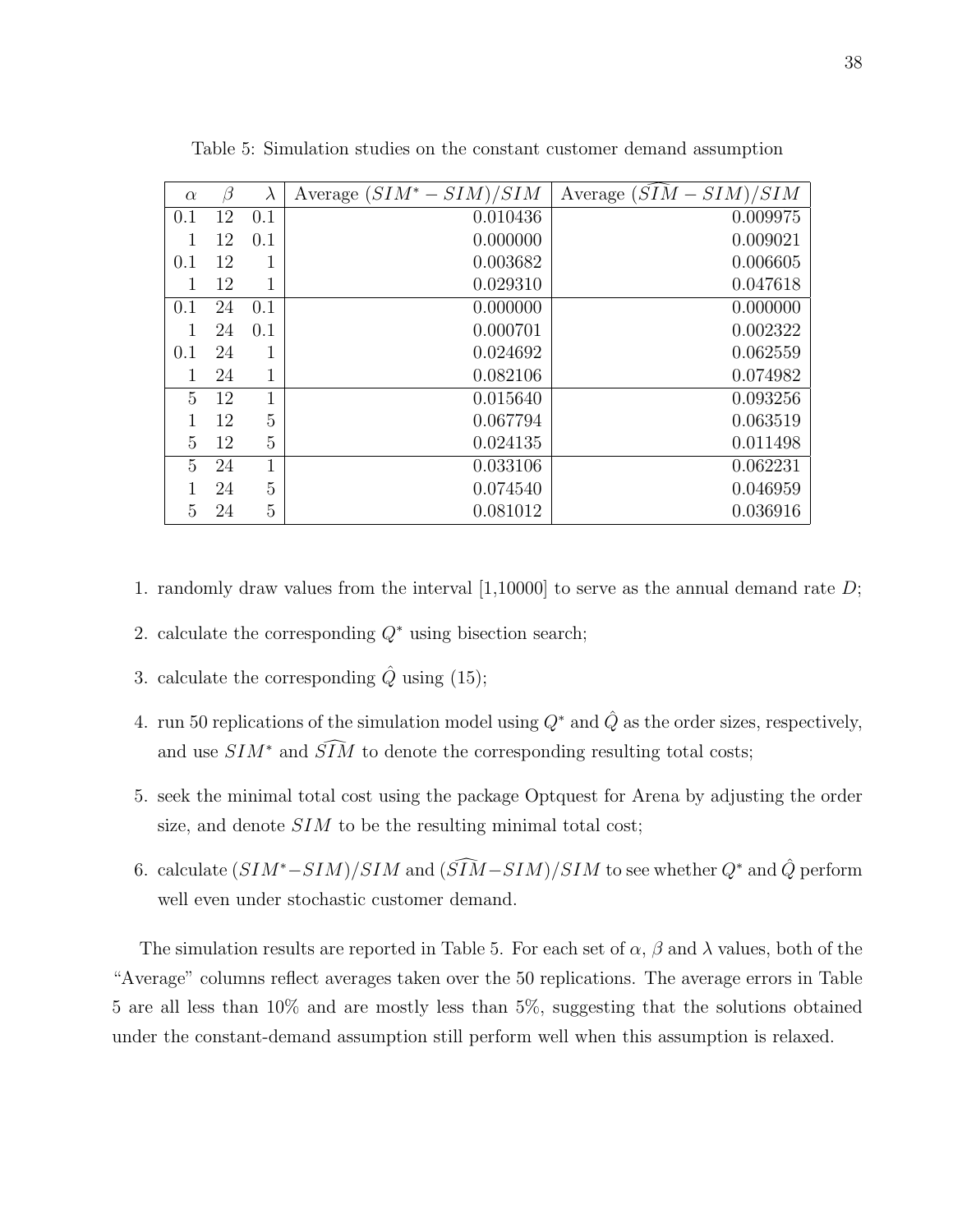Table 5: Simulation studies on the constant customer demand assumption

| $\alpha$ | $\beta$ | $\lambda$ | Average $(SIM^* - SIM)/SIM$ | Average $(\widehat{SIM} - SIM)/SIM$ |
|---|---|---|---|---|
| 0.1 | 12 | 0.1 | 0.010436 | 0.009975 |
| 1 | 12 | 0.1 | 0.000000 | 0.009021 |
| 0.1 | 12 | 1 | 0.003682 | 0.006605 |
| 1 | 12 | 1 | 0.029310 | 0.047618 |
| 0.1 | 24 | 0.1 | 0.000000 | 0.000000 |
| 1 | 24 | 0.1 | 0.000701 | 0.002322 |
| 0.1 | 24 | 1 | 0.024692 | 0.062559 |
| 1 | 24 | 1 | 0.082106 | 0.074982 |
| 5 | 12 | 1 | 0.015640 | 0.093256 |
| 1 | 12 | 5 | 0.067794 | 0.063519 |
| 5 | 12 | 5 | 0.024135 | 0.011498 |
| 5 | 24 | 1 | 0.033106 | 0.062231 |
| 1 | 24 | 5 | 0.074540 | 0.046959 |
| 5 | 24 | 5 | 0.081012 | 0.036916 |

1. randomly draw values from the interval [1,10000] to serve as the annual demand rate $D$;
2. calculate the corresponding $Q^*$ using bisection search;
3. calculate the corresponding $\hat{Q}$ using (15);
4. run 50 replications of the simulation model using $Q^*$ and $\hat{Q}$ as the order sizes, respectively, and use $SIM^*$ and $\widehat{SIM}$ to denote the corresponding resulting total costs;
5. seek the minimal total cost using the package Optquest for Arena by adjusting the order size, and denote $SIM$ to be the resulting minimal total cost;
6. calculate $(SIM^* - SIM)/SIM$ and $(\widehat{SIM} - SIM)/SIM$ to see whether $Q^*$ and $\hat{Q}$ perform well even under stochastic customer demand.

The simulation results are reported in Table 5. For each set of $\alpha$, $\beta$ and $\lambda$ values, both of the "Average" columns reflect averages taken over the 50 replications. The average errors in Table 5 are all less than 10% and are mostly less than 5%, suggesting that the solutions obtained under the constant-demand assumption still perform well when this assumption is relaxed.